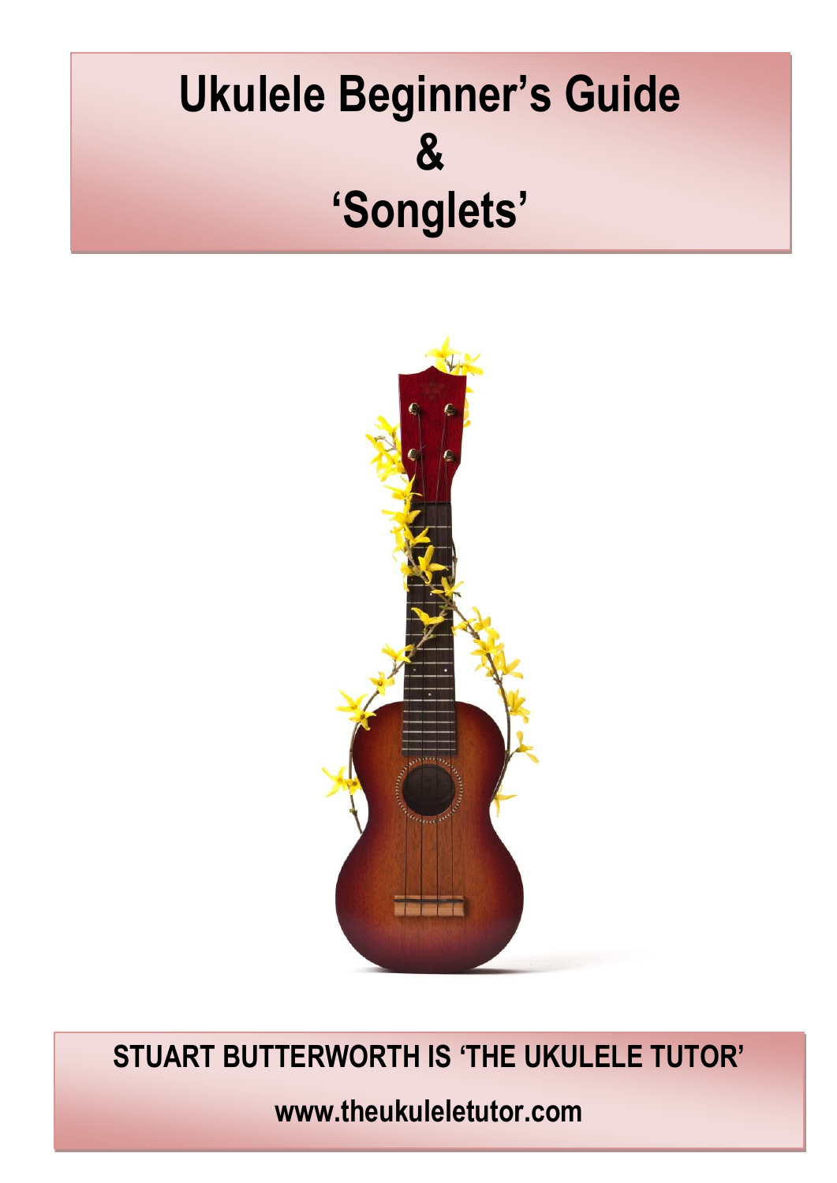# Ukulele Beginner's Guide & 'Songlets'

**STUART BUTTERWORTH IS 'THE UKULELE TUTOR'**

**www.theukuleletutor.com**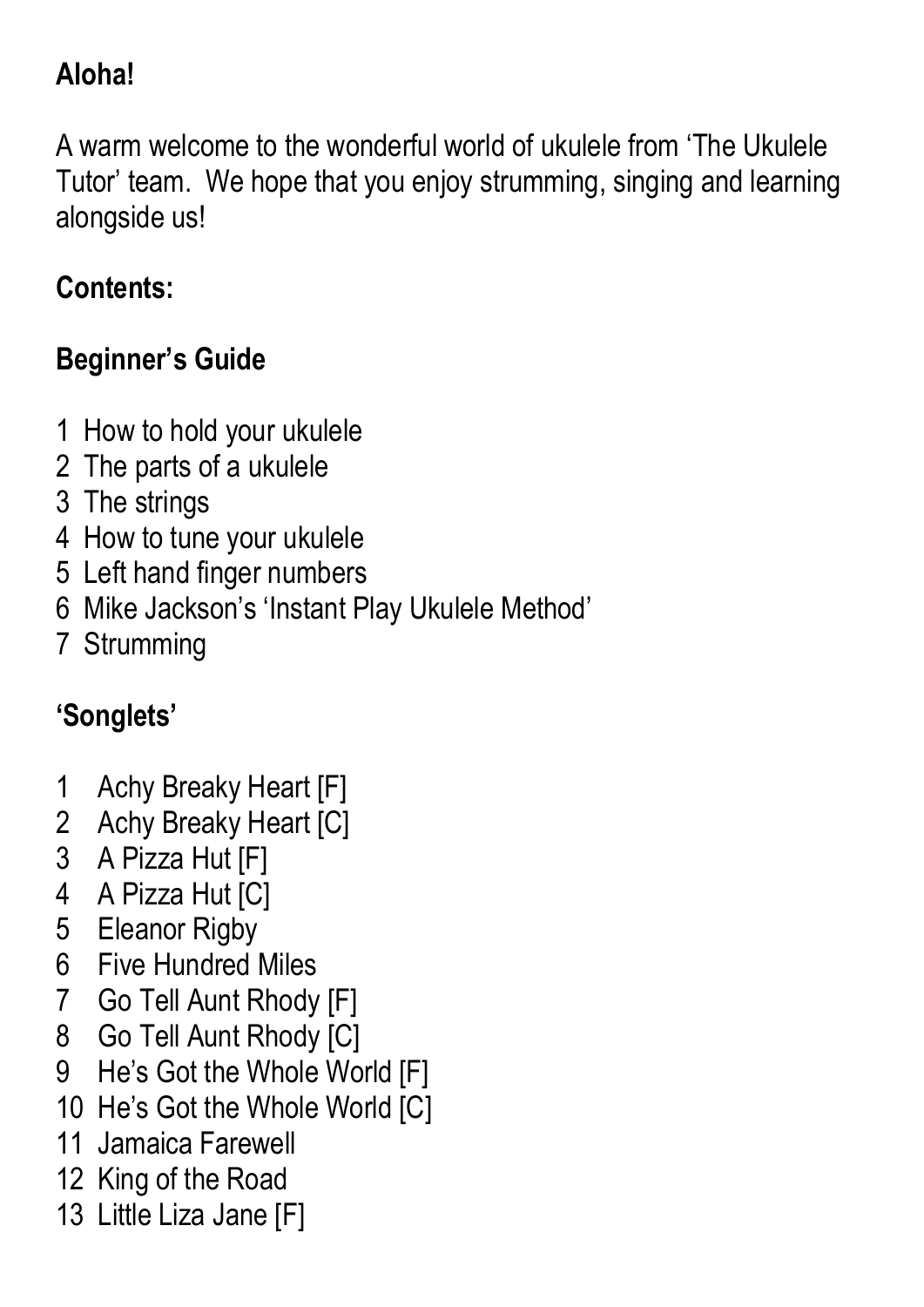**Aloha!**

A warm welcome to the wonderful world of ukulele from 'The Ukulele Tutor' team. We hope that you enjoy strumming, singing and learning alongside us!

**Contents:**

**Beginner's Guide**

1 How to hold your ukulele
2 The parts of a ukulele
3 The strings
4 How to tune your ukulele
5 Left hand finger numbers
6 Mike Jackson's 'Instant Play Ukulele Method'
7 Strumming

**'Songlets'**

1 Achy Breaky Heart [F]
2 Achy Breaky Heart [C]
3 A Pizza Hut [F]
4 A Pizza Hut [C]
5 Eleanor Rigby
6 Five Hundred Miles
7 Go Tell Aunt Rhody [F]
8 Go Tell Aunt Rhody [C]
9 He's Got the Whole World [F]
10 He's Got the Whole World [C]
11 Jamaica Farewell
12 King of the Road
13 Little Liza Jane [F]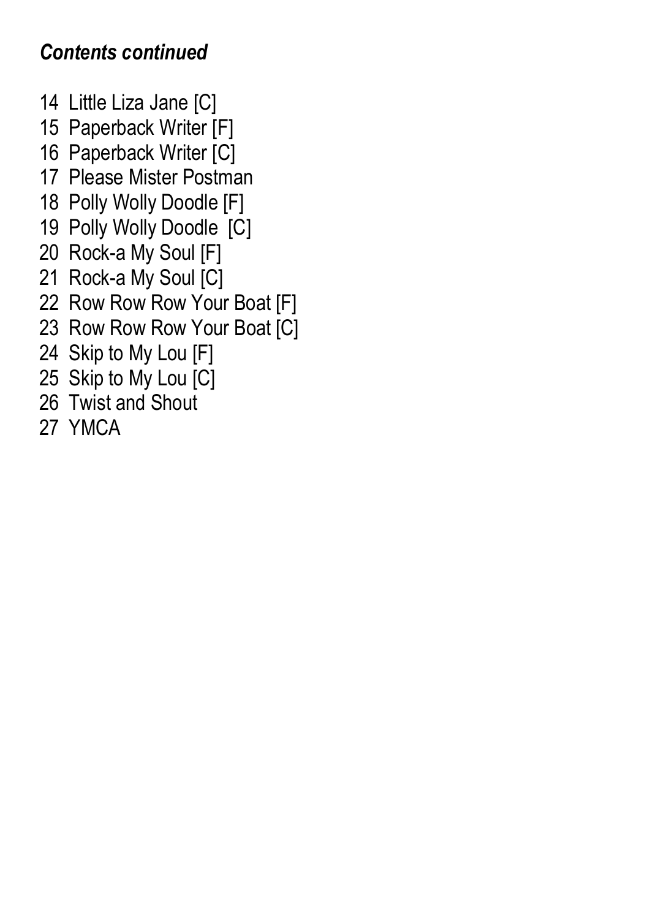***Contents continued***

14 Little Liza Jane [C]
15 Paperback Writer [F]
16 Paperback Writer [C]
17 Please Mister Postman
18 Polly Wolly Doodle [F]
19 Polly Wolly Doodle [C]
20 Rock-a My Soul [F]
21 Rock-a My Soul [C]
22 Row Row Row Your Boat [F]
23 Row Row Row Your Boat [C]
24 Skip to My Lou [F]
25 Skip to My Lou [C]
26 Twist and Shout
27 YMCA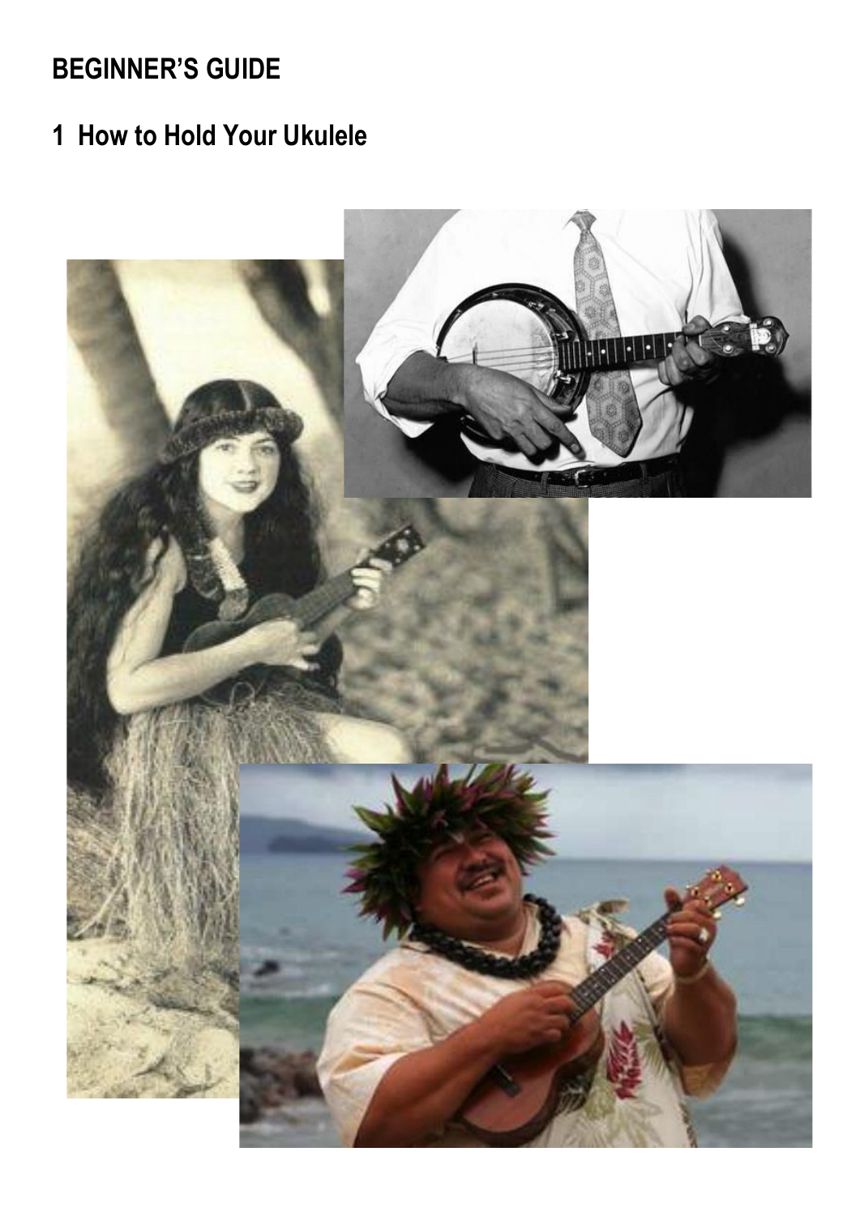**BEGINNER'S GUIDE**

## 1 How to Hold Your Ukulele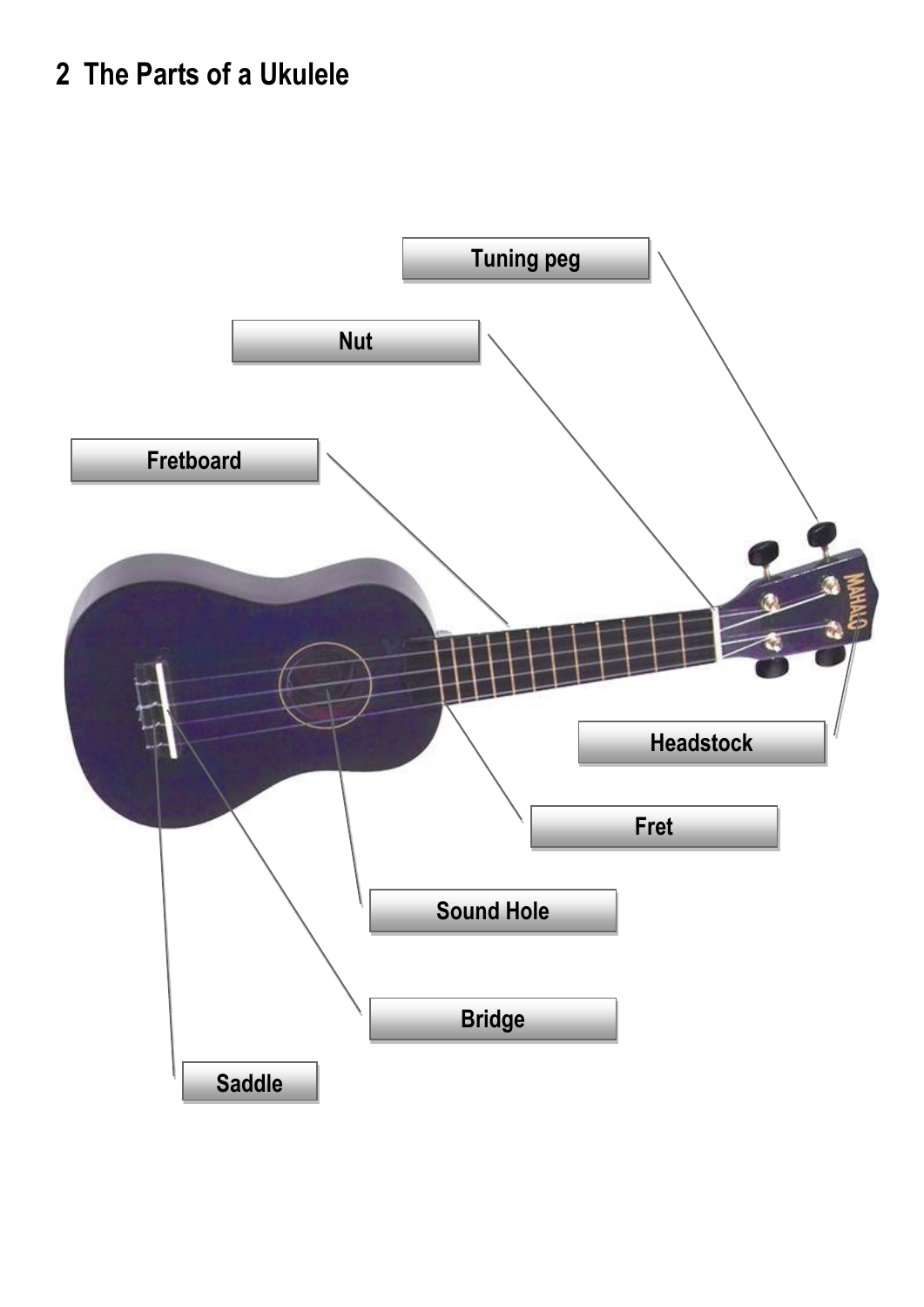## 2 The Parts of a Ukulele

Tuning peg

Nut

Fretboard

Headstock

Fret

Sound Hole

Bridge

Saddle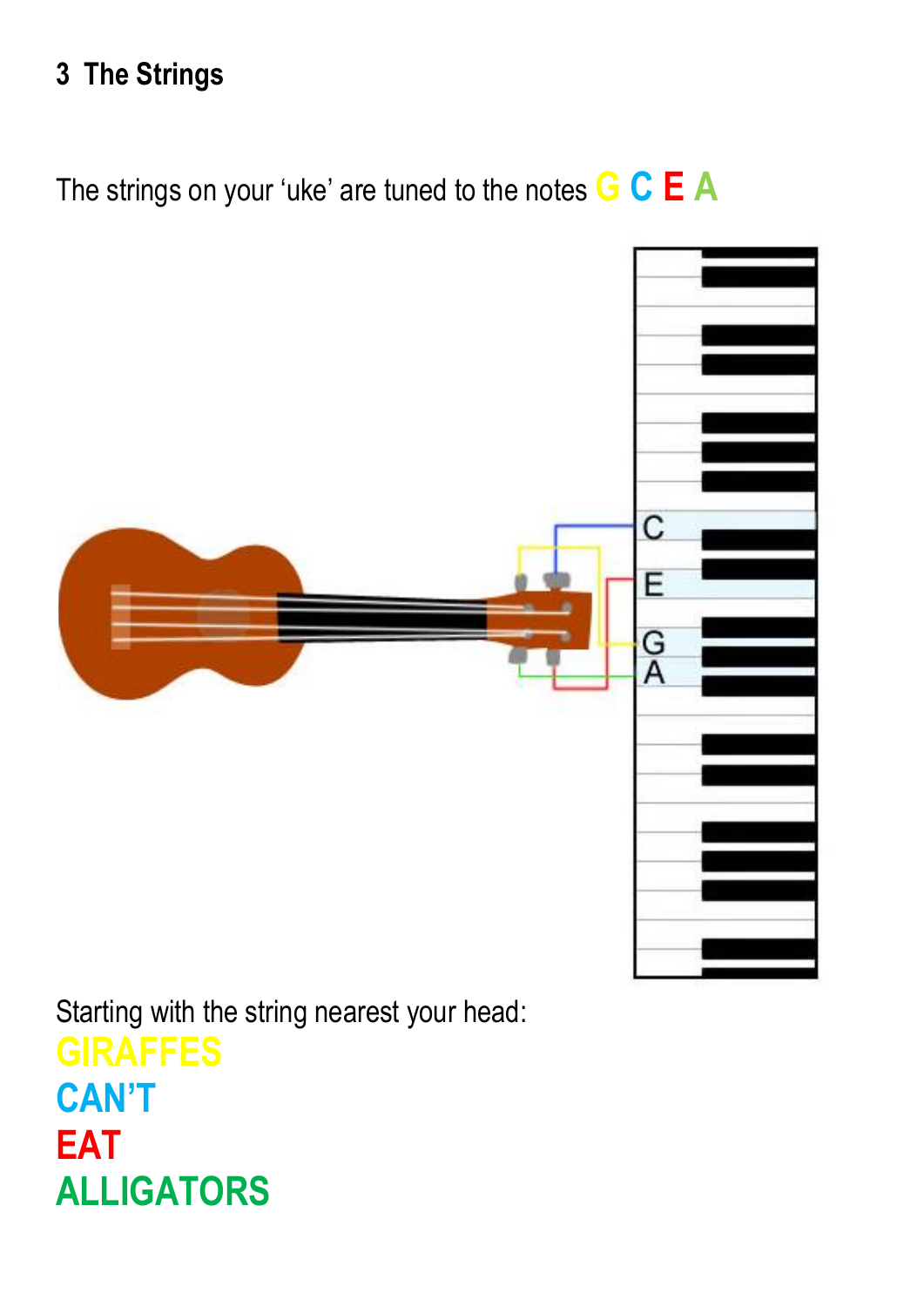## 3 The Strings

The strings on your 'uke' are tuned to the notes **G C E A**

Starting with the string nearest your head:

**GIRAFFES**
**CAN'T**
**EAT**
**ALLIGATORS**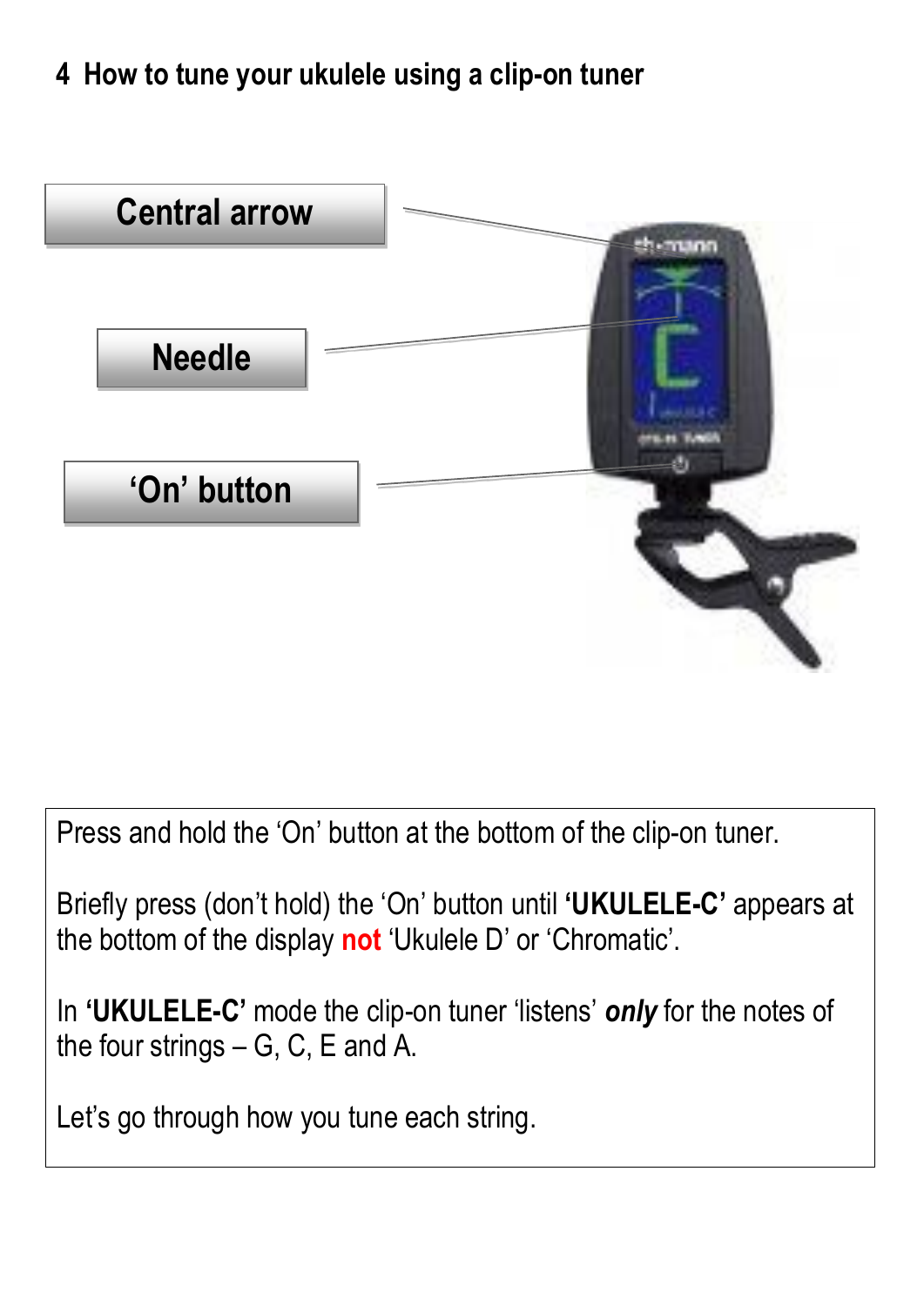## 4 How to tune your ukulele using a clip-on tuner

Central arrow

Needle

'On' button

Press and hold the 'On' button at the bottom of the clip-on tuner.

Briefly press (don't hold) the 'On' button until **'UKULELE-C'** appears at the bottom of the display **not** 'Ukulele D' or 'Chromatic'.

In **'UKULELE-C'** mode the clip-on tuner 'listens' ***only*** for the notes of the four strings – G, C, E and A.

Let's go through how you tune each string.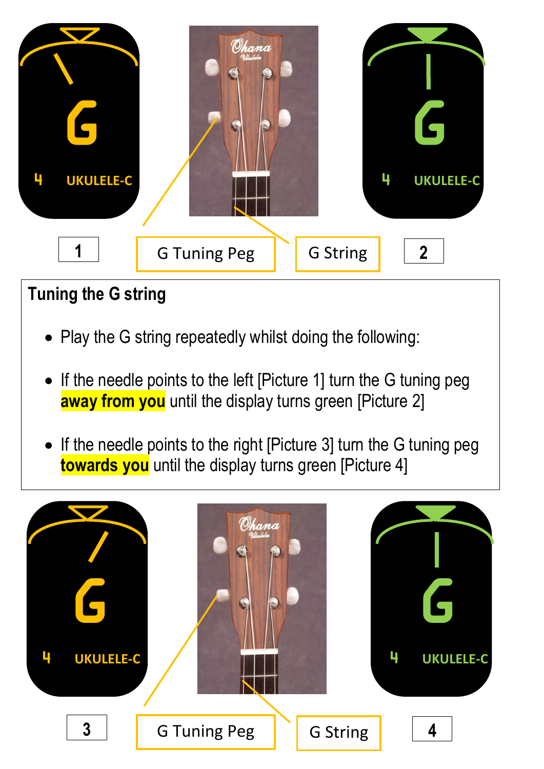1

G Tuning Peg

G String

2

## Tuning the G string

- Play the G string repeatedly whilst doing the following:
- If the needle points to the left [Picture 1] turn the G tuning peg **away from you** until the display turns green [Picture 2]
- If the needle points to the right [Picture 3] turn the G tuning peg **towards you** until the display turns green [Picture 4]

3

G Tuning Peg

G String

4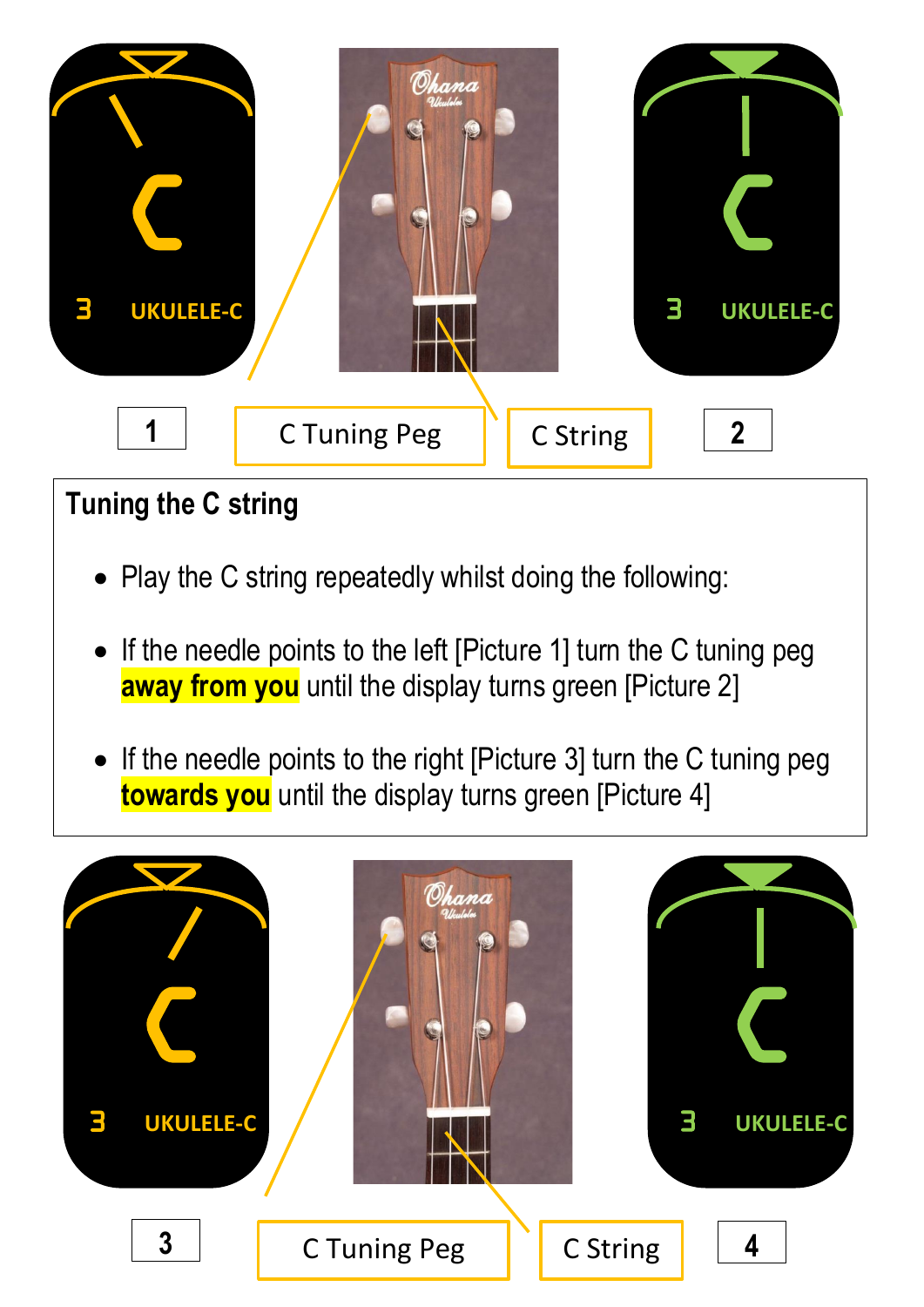1

C Tuning Peg

C String

2

**Tuning the C string**

- Play the C string repeatedly whilst doing the following:
- If the needle points to the left [Picture 1] turn the C tuning peg **away from you** until the display turns green [Picture 2]
- If the needle points to the right [Picture 3] turn the C tuning peg **towards you** until the display turns green [Picture 4]

3

C Tuning Peg

C String

4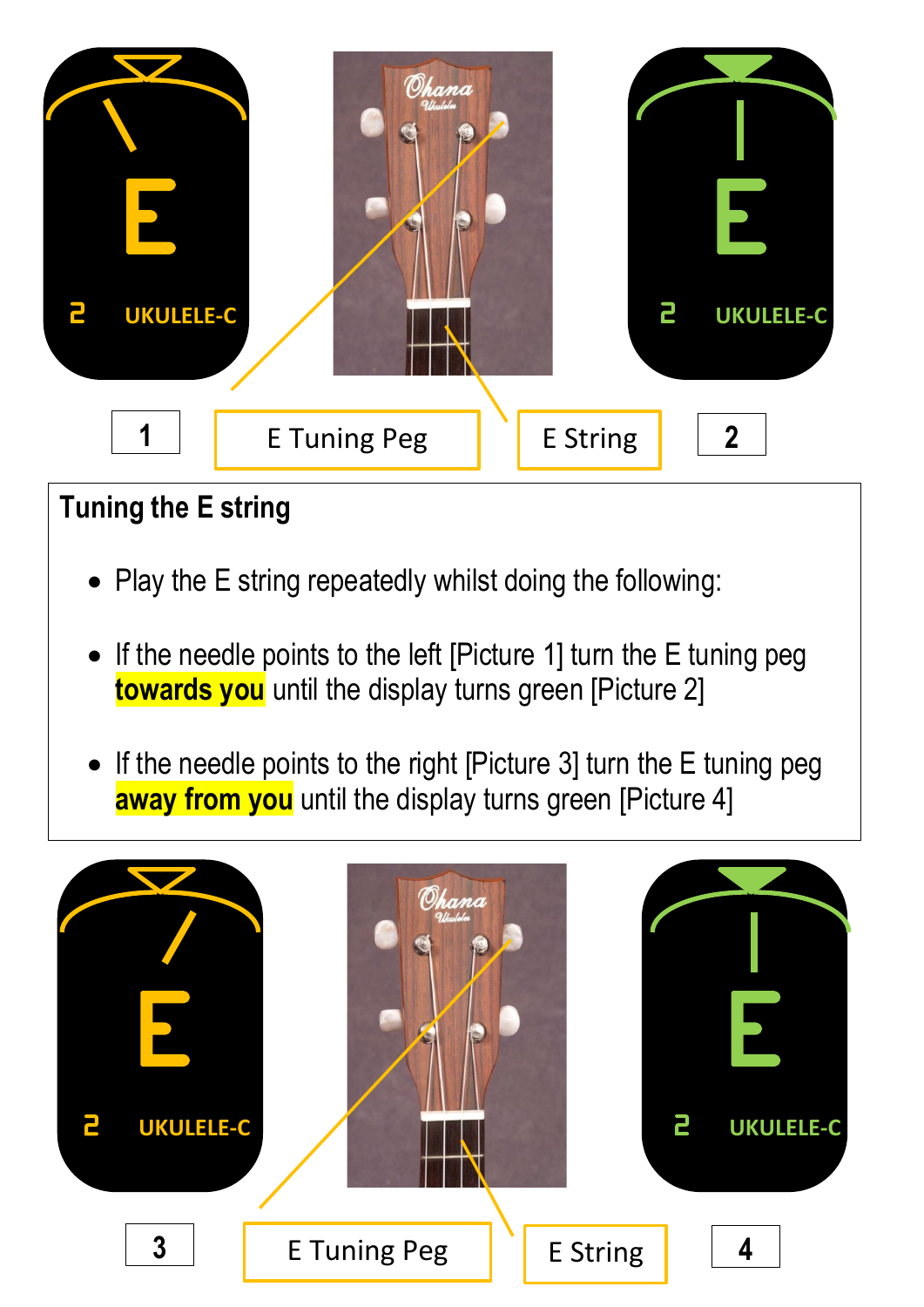1

E Tuning Peg

E String

2

## Tuning the E string

- Play the E string repeatedly whilst doing the following:
- If the needle points to the left [Picture 1] turn the E tuning peg **towards you** until the display turns green [Picture 2]
- If the needle points to the right [Picture 3] turn the E tuning peg **away from you** until the display turns green [Picture 4]

3

E Tuning Peg

E String

4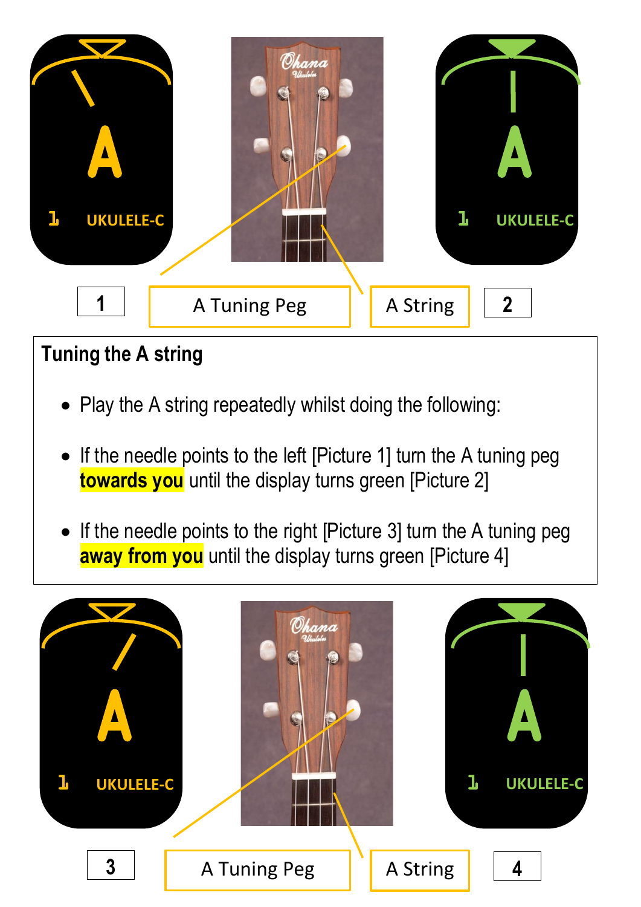1

A Tuning Peg

A String

2

## Tuning the A string

- Play the A string repeatedly whilst doing the following:
- If the needle points to the left [Picture 1] turn the A tuning peg **towards you** until the display turns green [Picture 2]
- If the needle points to the right [Picture 3] turn the A tuning peg **away from you** until the display turns green [Picture 4]

3

A Tuning Peg

A String

4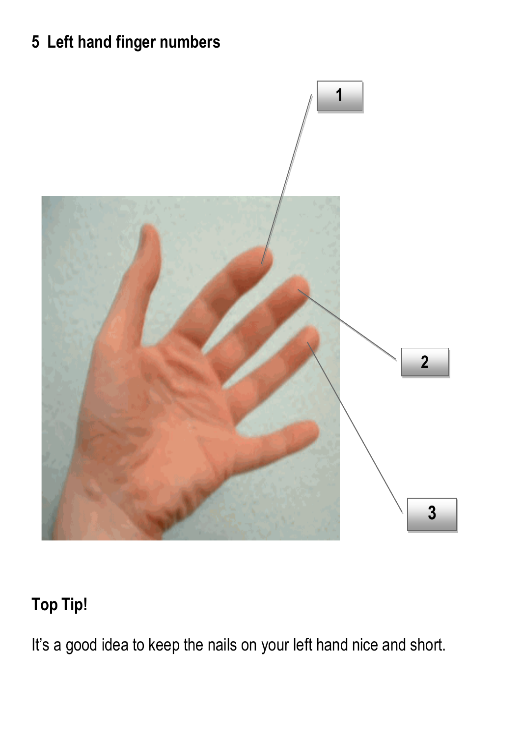## 5 Left hand finger numbers

**Top Tip!**

It's a good idea to keep the nails on your left hand nice and short.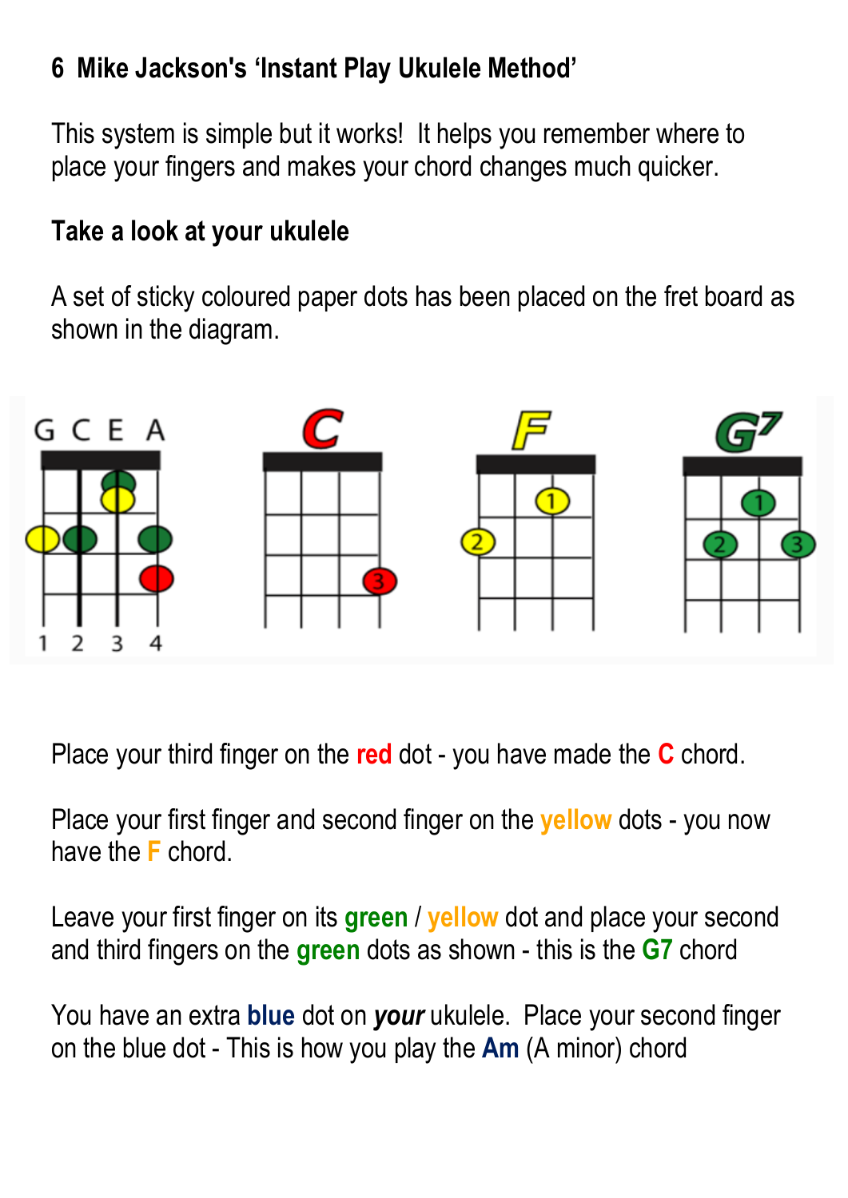## 6 Mike Jackson's 'Instant Play Ukulele Method'

This system is simple but it works! It helps you remember where to place your fingers and makes your chord changes much quicker.

### Take a look at your ukulele

A set of sticky coloured paper dots has been placed on the fret board as shown in the diagram.

Place your third finger on the red dot - you have made the C chord.

Place your first finger and second finger on the yellow dots - you now have the F chord.

Leave your first finger on its green / yellow dot and place your second and third fingers on the green dots as shown - this is the G7 chord

You have an extra blue dot on ***your*** ukulele. Place your second finger on the blue dot - This is how you play the Am (A minor) chord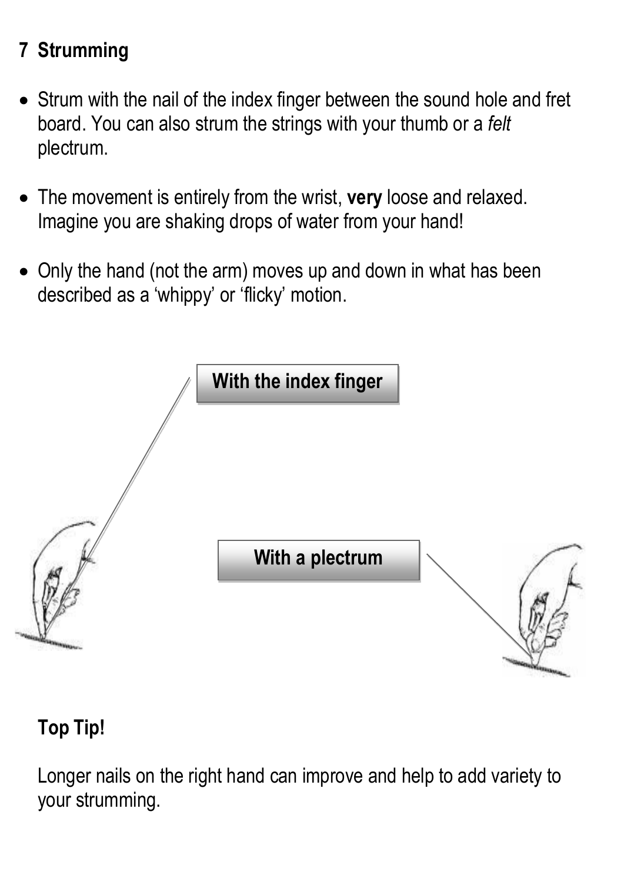## 7 Strumming

- Strum with the nail of the index finger between the sound hole and fret board. You can also strum the strings with your thumb or a *felt* plectrum.
- The movement is entirely from the wrist, **very** loose and relaxed. Imagine you are shaking drops of water from your hand!
- Only the hand (not the arm) moves up and down in what has been described as a 'whippy' or 'flicky' motion.

**With the index finger**

**With a plectrum**

**Top Tip!**

Longer nails on the right hand can improve and help to add variety to your strumming.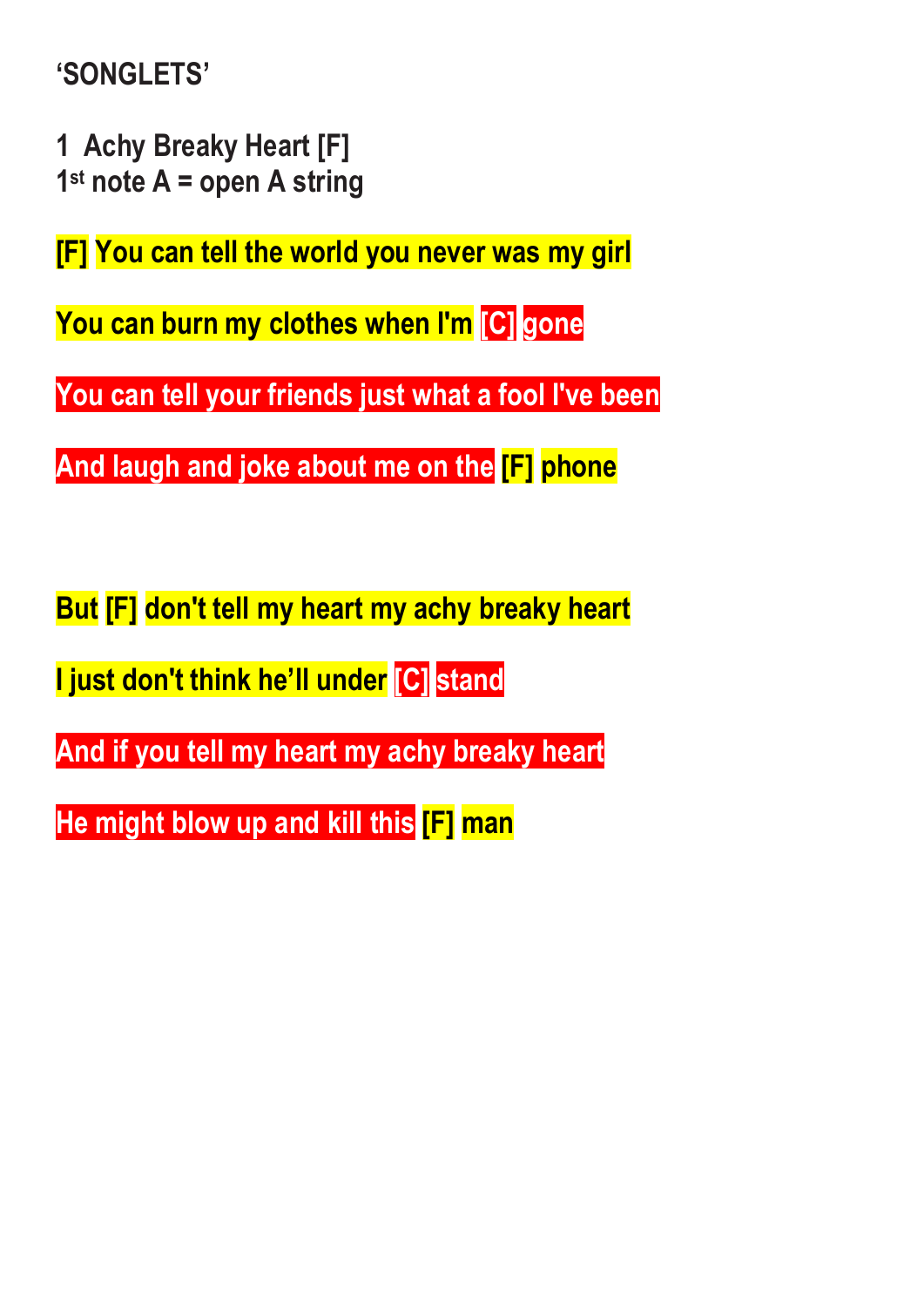**‘SONGLETS’**

**1 Achy Breaky Heart [F]**
**1st note A = open A string**

[F] You can tell the world you never was my girl

You can burn my clothes when I'm [C] gone

You can tell your friends just what a fool I've been

And laugh and joke about me on the [F] phone

But [F] don't tell my heart my achy breaky heart

I just don't think he’ll under [C] stand

And if you tell my heart my achy breaky heart

He might blow up and kill this [F] man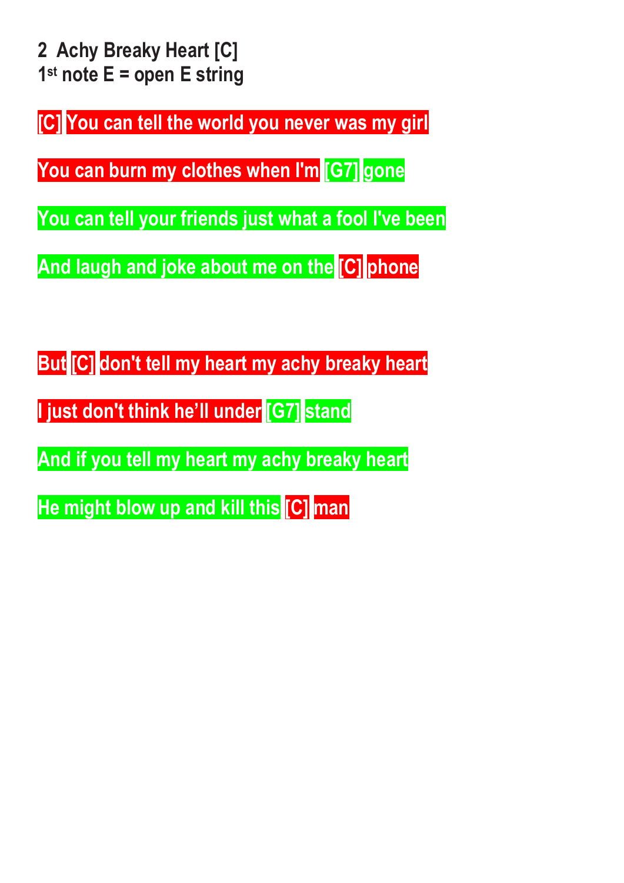**2 Achy Breaky Heart [C]**
**1st note E = open E string**

[C] You can tell the world you never was my girl

You can burn my clothes when I'm [G7] gone

You can tell your friends just what a fool I've been

And laugh and joke about me on the [C] phone

But [C] don't tell my heart my achy breaky heart

I just don't think he'll under [G7] stand

And if you tell my heart my achy breaky heart

He might blow up and kill this [C] man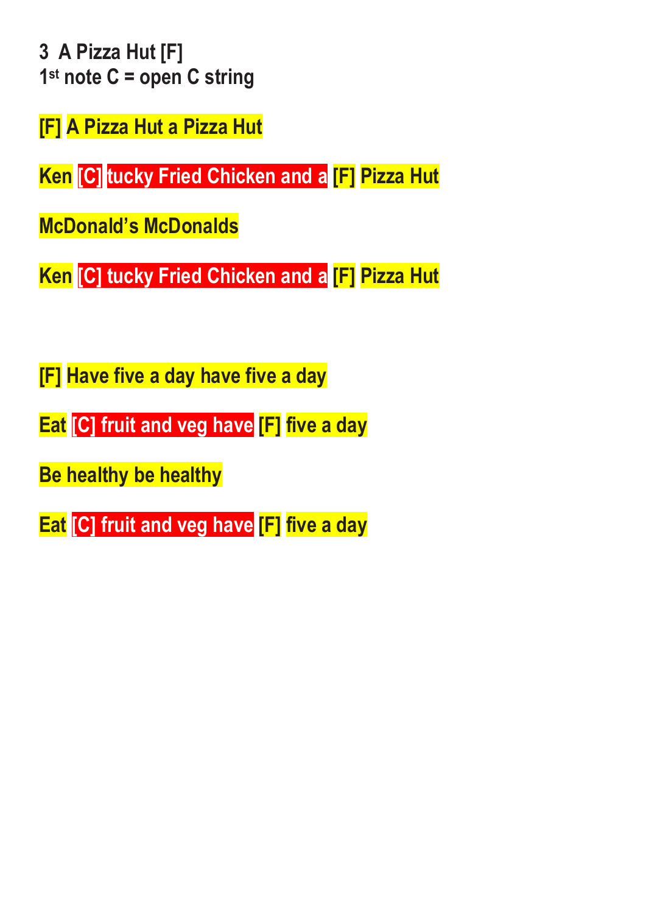**3 A Pizza Hut [F]**
**1st note C = open C string**

[F] A Pizza Hut a Pizza Hut

Ken [C] tucky Fried Chicken and a [F] Pizza Hut

McDonald's McDonalds

Ken [C] tucky Fried Chicken and a [F] Pizza Hut

[F] Have five a day have five a day

Eat [C] fruit and veg have [F] five a day

Be healthy be healthy

Eat [C] fruit and veg have [F] five a day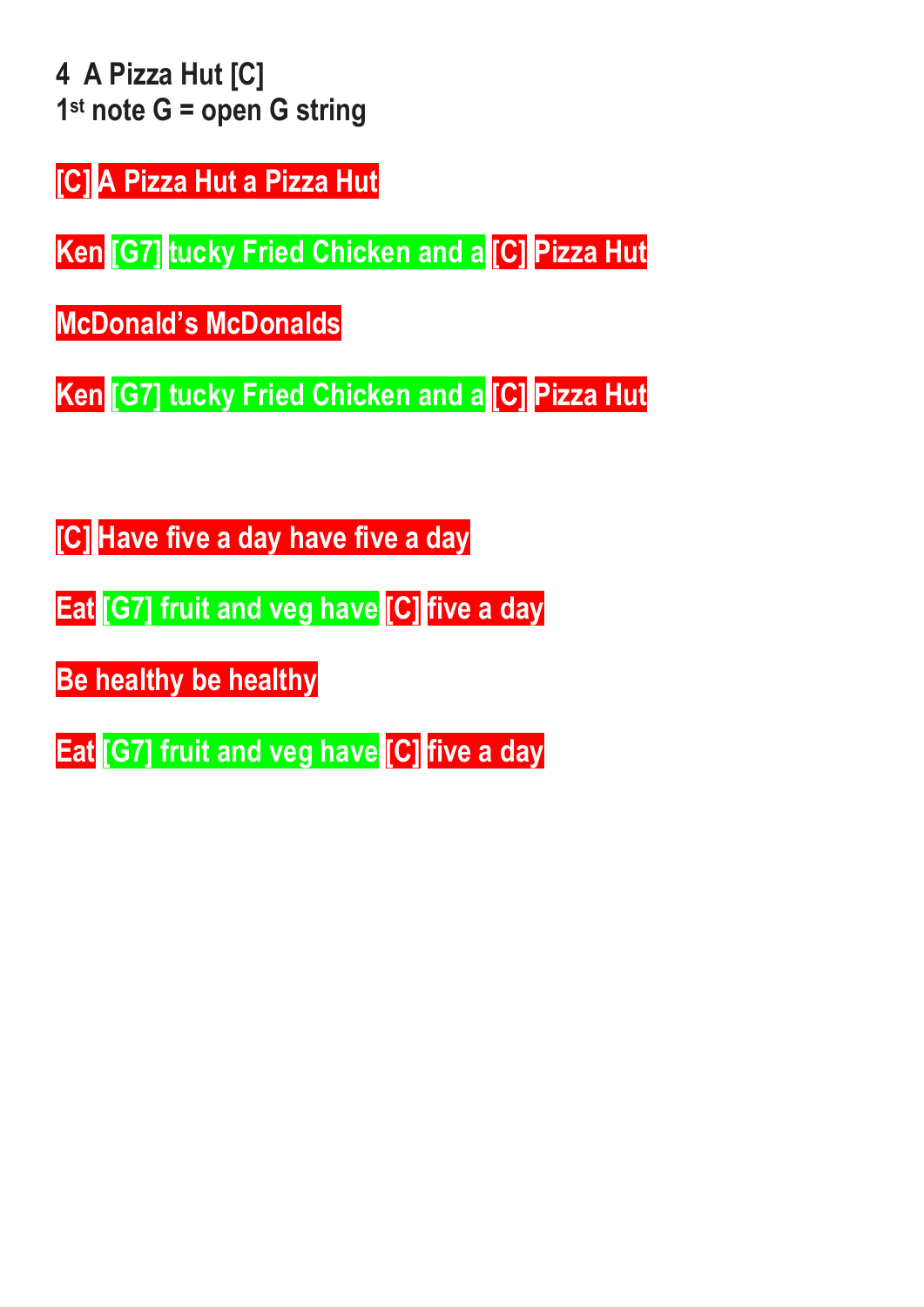**4 A Pizza Hut [C]**
**1st note G = open G string**

[C] A Pizza Hut a Pizza Hut

Ken [G7] tucky Fried Chicken and a [C] Pizza Hut

McDonald's McDonalds

Ken [G7] tucky Fried Chicken and a [C] Pizza Hut

[C] Have five a day have five a day

Eat [G7] fruit and veg have [C] five a day

Be healthy be healthy

Eat [G7] fruit and veg have [C] five a day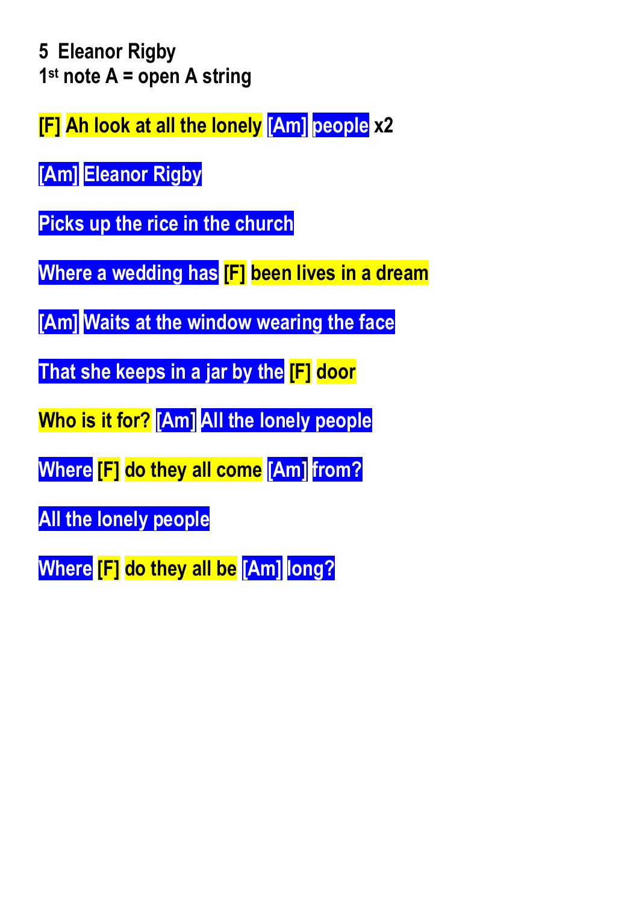**5 Eleanor Rigby**
**1st note A = open A string**

[F] Ah look at all the lonely [Am] people x2

[Am] Eleanor Rigby

Picks up the rice in the church

Where a wedding has [F] been lives in a dream

[Am] Waits at the window wearing the face

That she keeps in a jar by the [F] door

Who is it for? [Am] All the lonely people

Where [F] do they all come [Am] from?

All the lonely people

Where [F] do they all be [Am] long?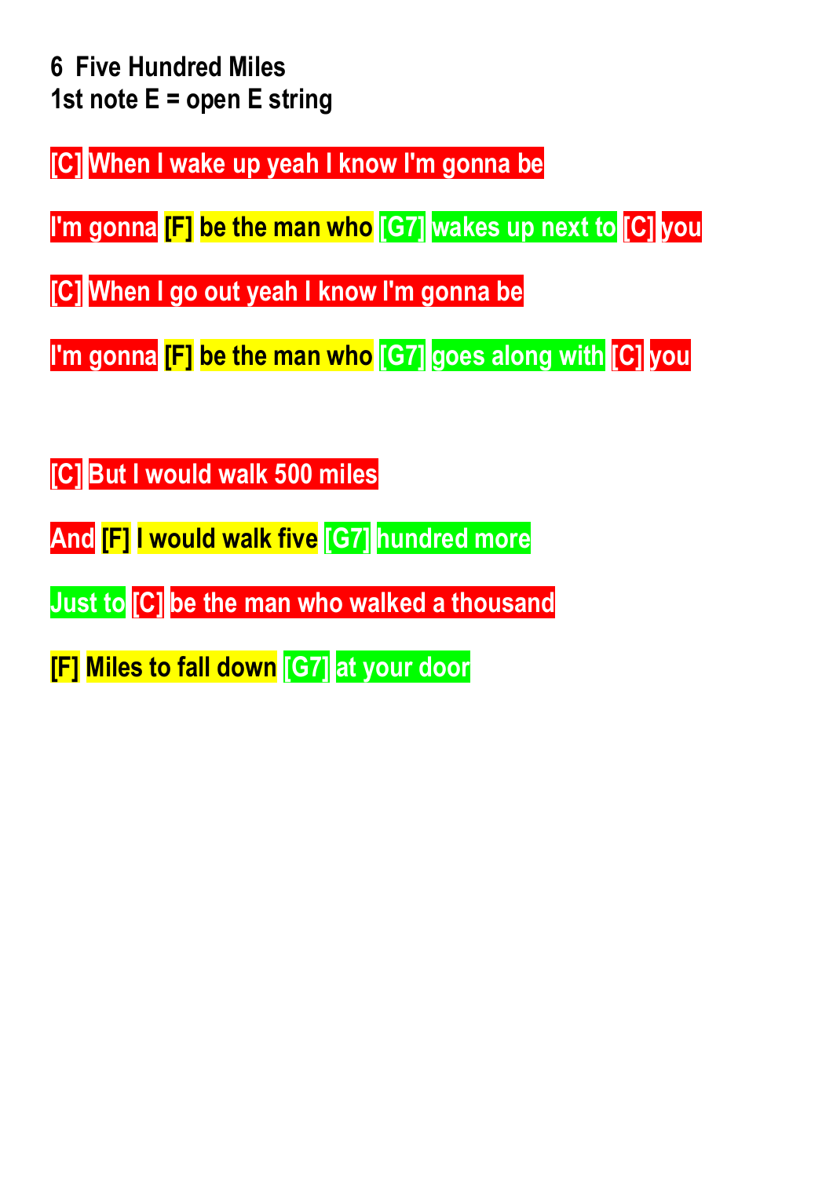**6 Five Hundred Miles**
**1st note E = open E string**

[C] When I wake up yeah I know I'm gonna be

I'm gonna [F] be the man who [G7] wakes up next to [C] you

[C] When I go out yeah I know I'm gonna be

I'm gonna [F] be the man who [G7] goes along with [C] you

[C] But I would walk 500 miles

And [F] I would walk five [G7] hundred more

Just to [C] be the man who walked a thousand

[F] Miles to fall down [G7] at your door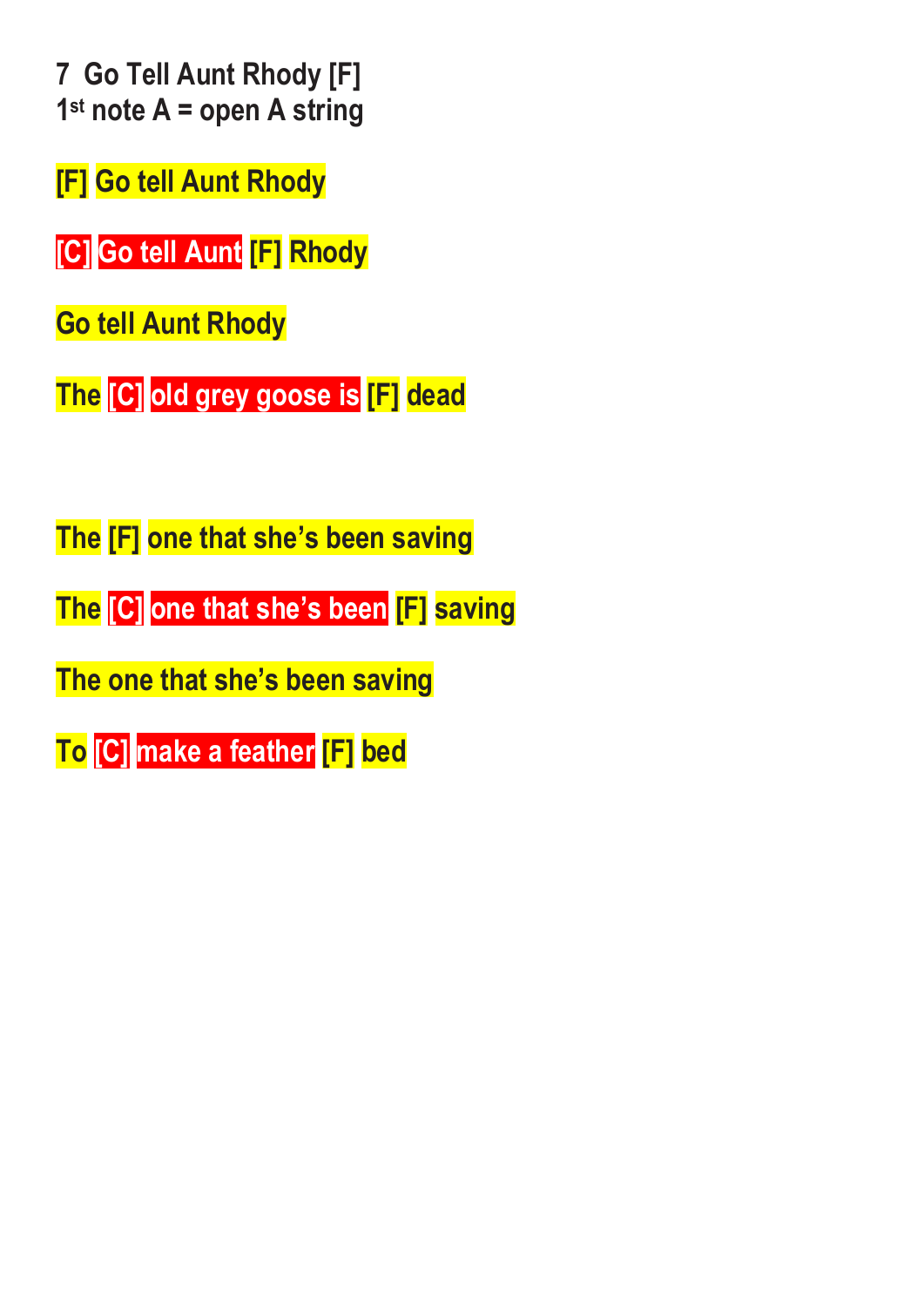**7 Go Tell Aunt Rhody [F]**
**1st note A = open A string**

[F] Go tell Aunt Rhody

[C] Go tell Aunt [F] Rhody

Go tell Aunt Rhody

The [C] old grey goose is [F] dead

The [F] one that she's been saving

The [C] one that she's been [F] saving

The one that she's been saving

To [C] make a feather [F] bed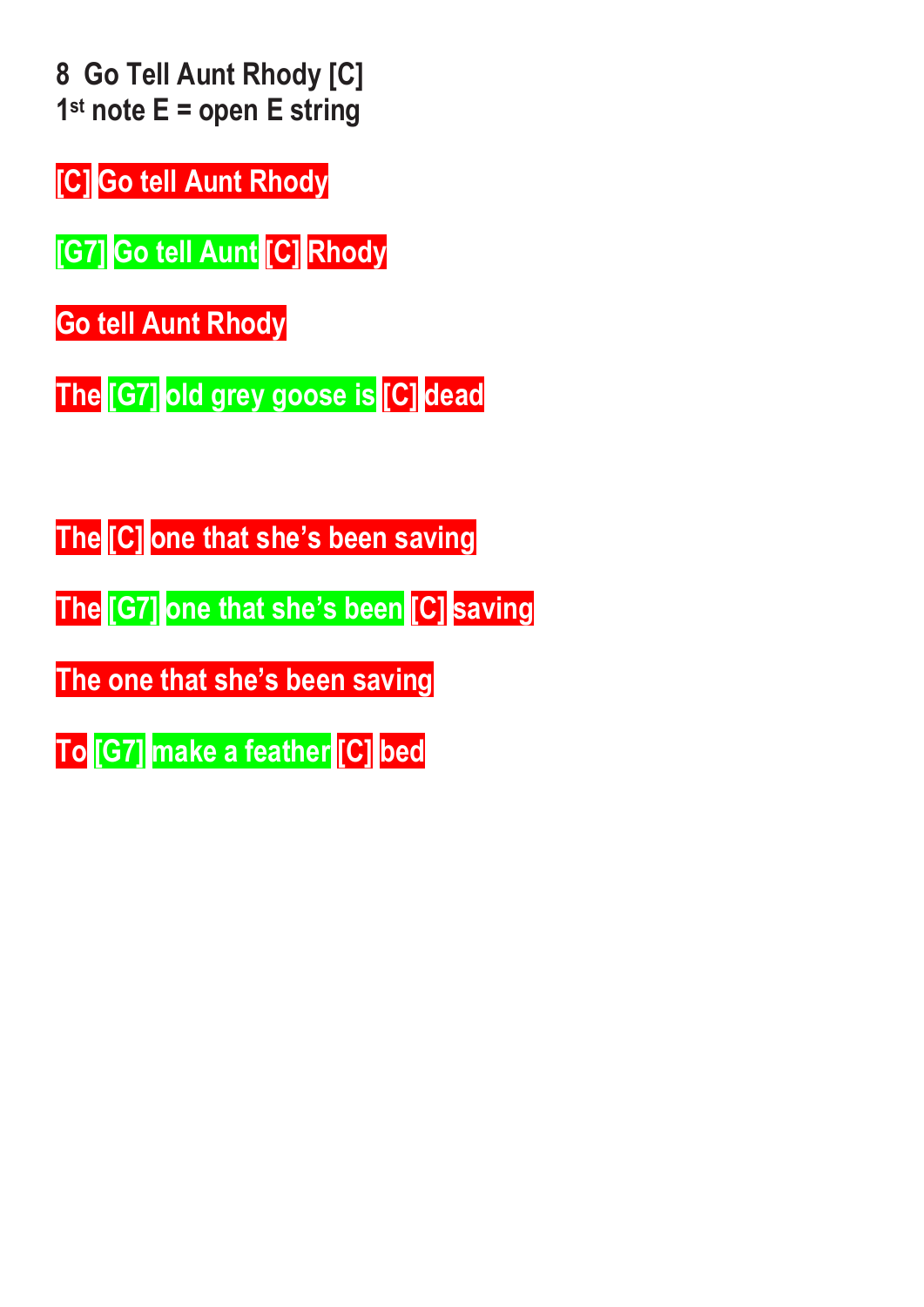**8 Go Tell Aunt Rhody [C]**
**1st note E = open E string**

[C] Go tell Aunt Rhody

[G7] Go tell Aunt [C] Rhody

Go tell Aunt Rhody

The [G7] old grey goose is [C] dead

The [C] one that she's been saving

The [G7] one that she's been [C] saving

The one that she's been saving

To [G7] make a feather [C] bed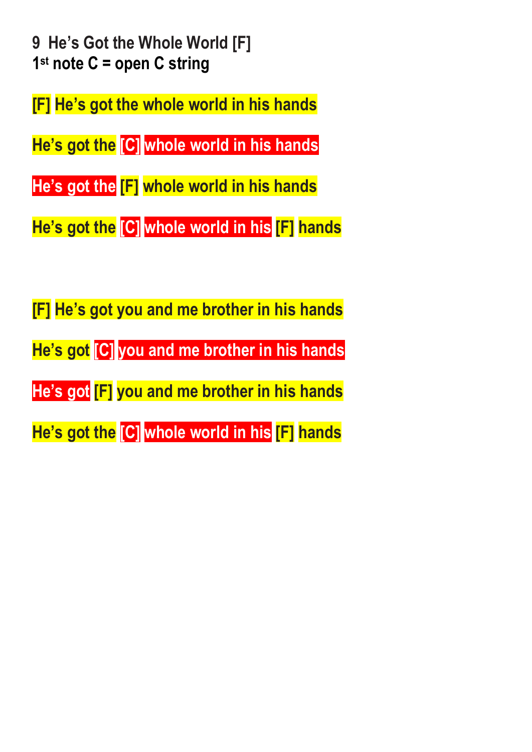**9 He's Got the Whole World [F]**
**1st note C = open C string**

[F] He's got the whole world in his hands

He's got the [C] whole world in his hands

He's got the [F] whole world in his hands

He's got the [C] whole world in his [F] hands

[F] He's got you and me brother in his hands

He's got [C] you and me brother in his hands

He's got [F] you and me brother in his hands

He's got the [C] whole world in his [F] hands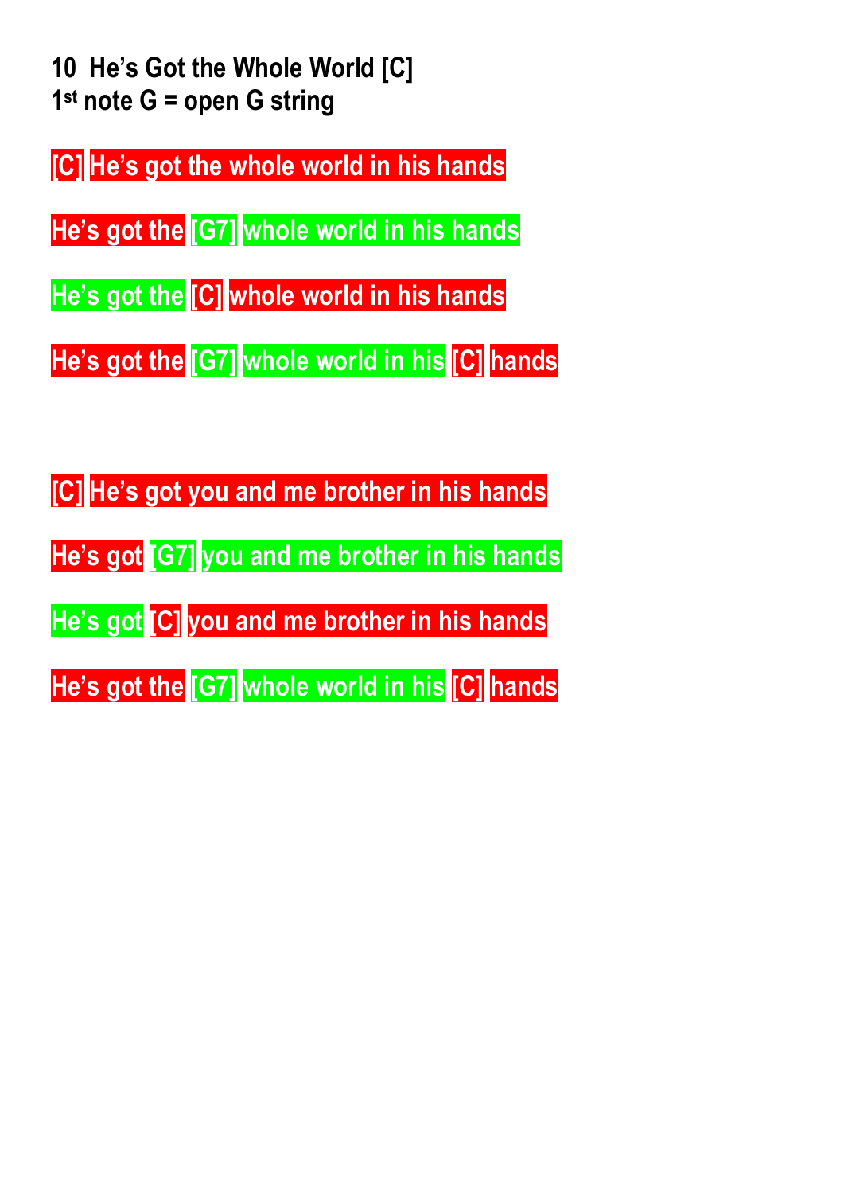**10 He's Got the Whole World [C]**
**1st note G = open G string**

[C] He's got the whole world in his hands

He's got the [G7] whole world in his hands

He's got the [C] whole world in his hands

He's got the [G7] whole world in his [C] hands

[C] He's got you and me brother in his hands

He's got [G7] you and me brother in his hands

He's got [C] you and me brother in his hands

He's got the [G7] whole world in his [C] hands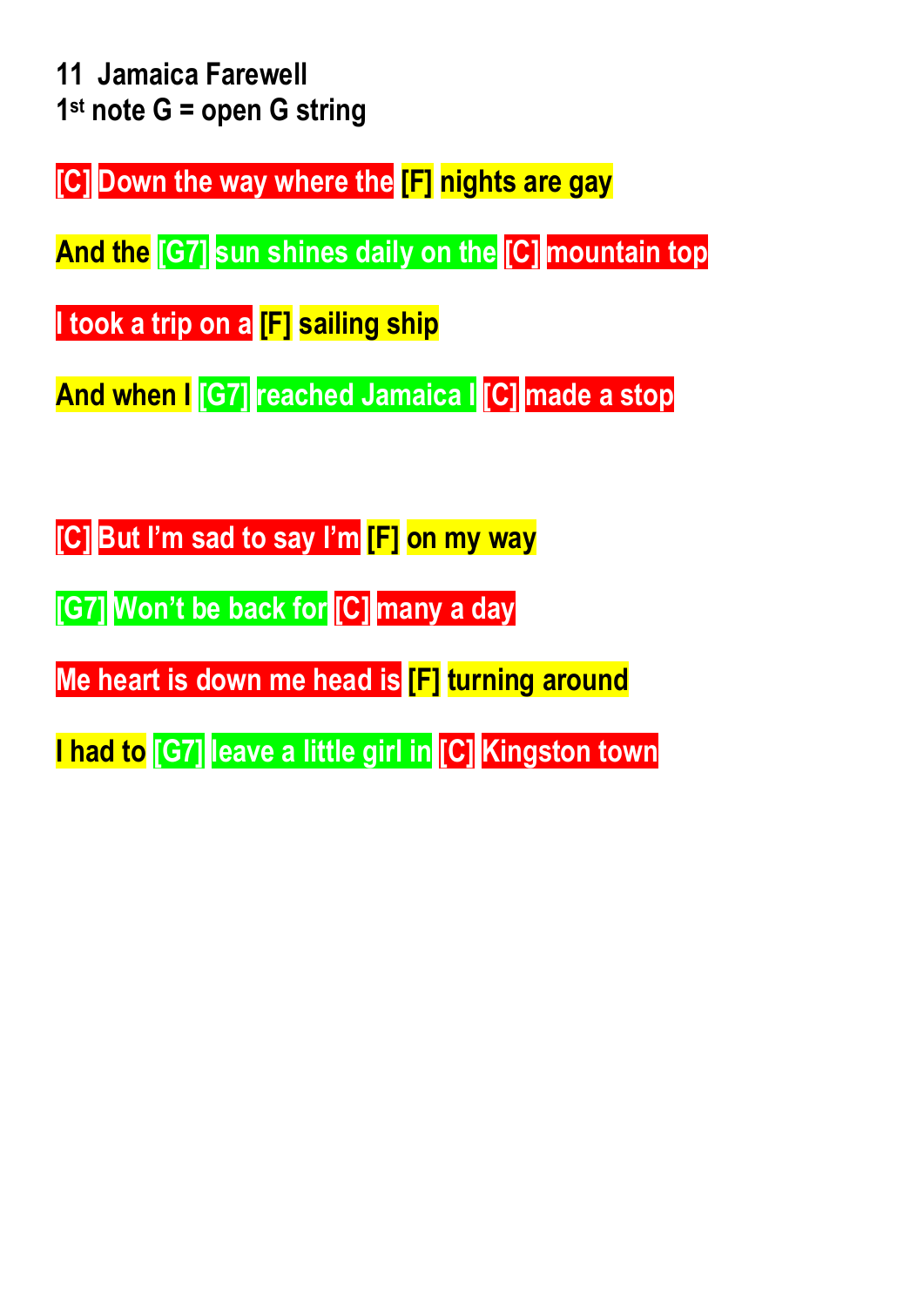**11 Jamaica Farewell**
**1st note G = open G string**

[C] Down the way where the [F] nights are gay

And the [G7] sun shines daily on the [C] mountain top

I took a trip on a [F] sailing ship

And when I [G7] reached Jamaica I [C] made a stop

[C] But I'm sad to say I'm [F] on my way

[G7] Won't be back for [C] many a day

Me heart is down me head is [F] turning around

I had to [G7] leave a little girl in [C] Kingston town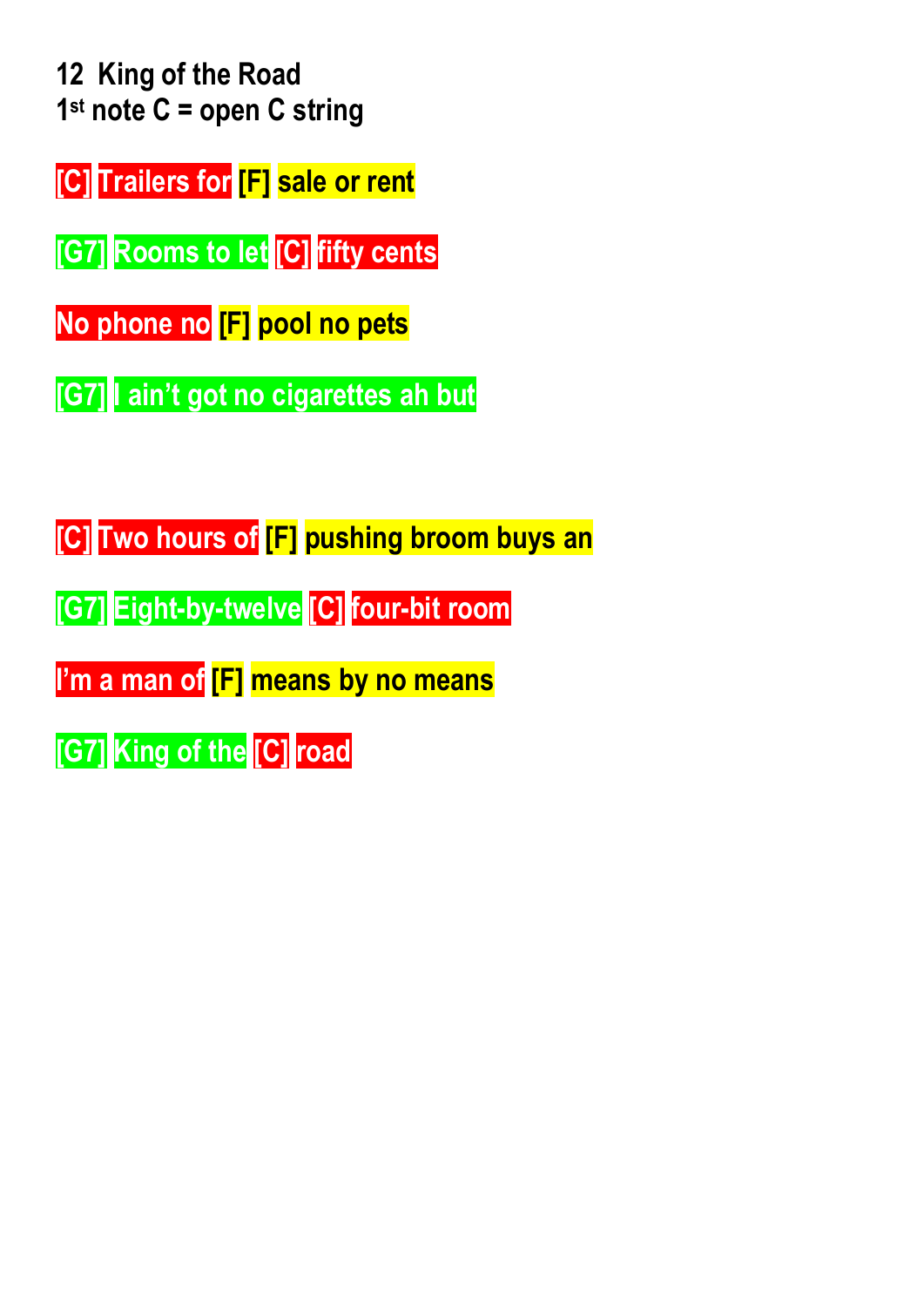**12  King of the Road**
**1st note C = open C string**

[C] Trailers for [F] sale or rent

[G7] Rooms to let [C] fifty cents

No phone no [F] pool no pets

[G7] I ain't got no cigarettes ah but

[C] Two hours of [F] pushing broom buys an

[G7] Eight-by-twelve [C] four-bit room

I'm a man of [F] means by no means

[G7] King of the [C] road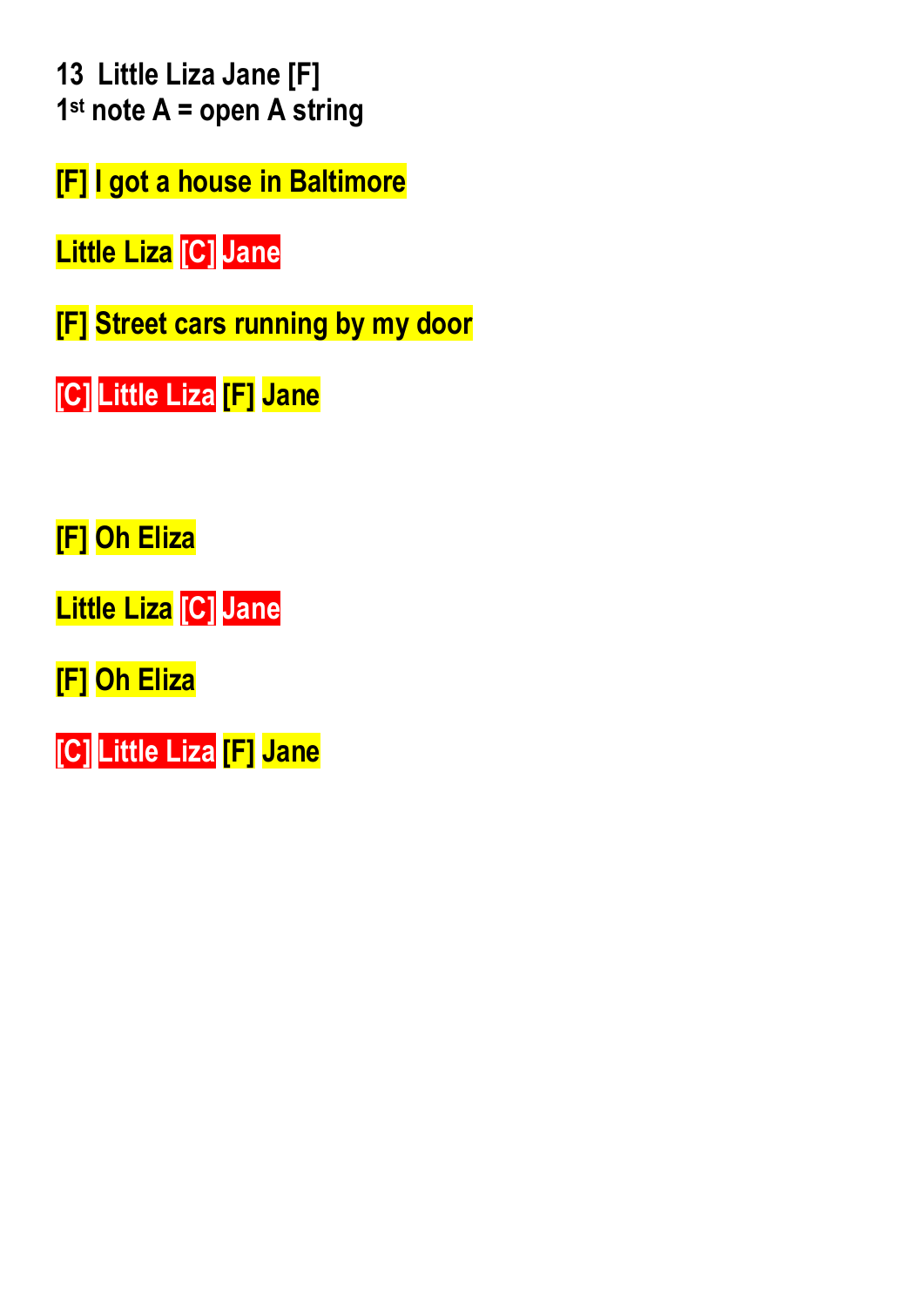**13 Little Liza Jane [F]**
**1st note A = open A string**

**[F] I got a house in Baltimore**

**Little Liza [C] Jane**

**[F] Street cars running by my door**

**[C] Little Liza [F] Jane**

**[F] Oh Eliza**

**Little Liza [C] Jane**

**[F] Oh Eliza**

**[C] Little Liza [F] Jane**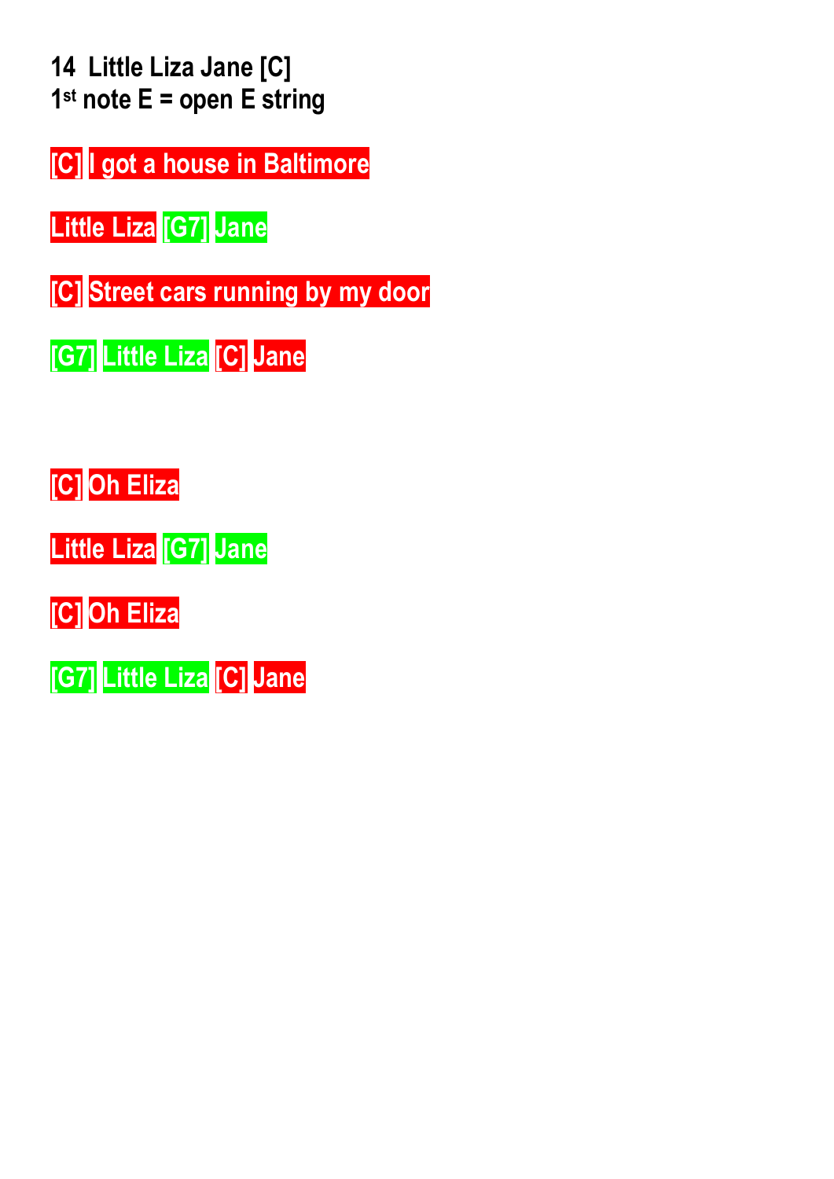**14 Little Liza Jane [C]**
**1st note E = open E string**

[C] I got a house in Baltimore

Little Liza [G7] Jane

[C] Street cars running by my door

[G7] Little Liza [C] Jane

[C] Oh Eliza

Little Liza [G7] Jane

[C] Oh Eliza

[G7] Little Liza [C] Jane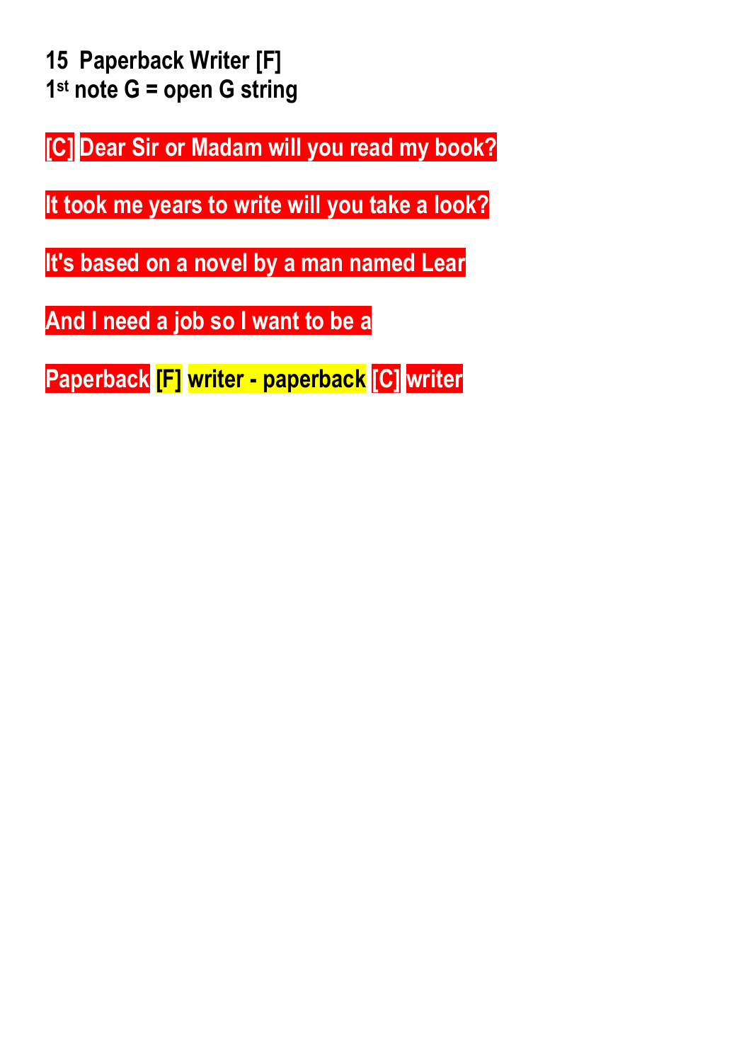**15 Paperback Writer [F]**
**1st note G = open G string**

**[C] Dear Sir or Madam will you read my book?**

**It took me years to write will you take a look?**

**It's based on a novel by a man named Lear**

**And I need a job so I want to be a**

**Paperback [F] writer - paperback [C] writer**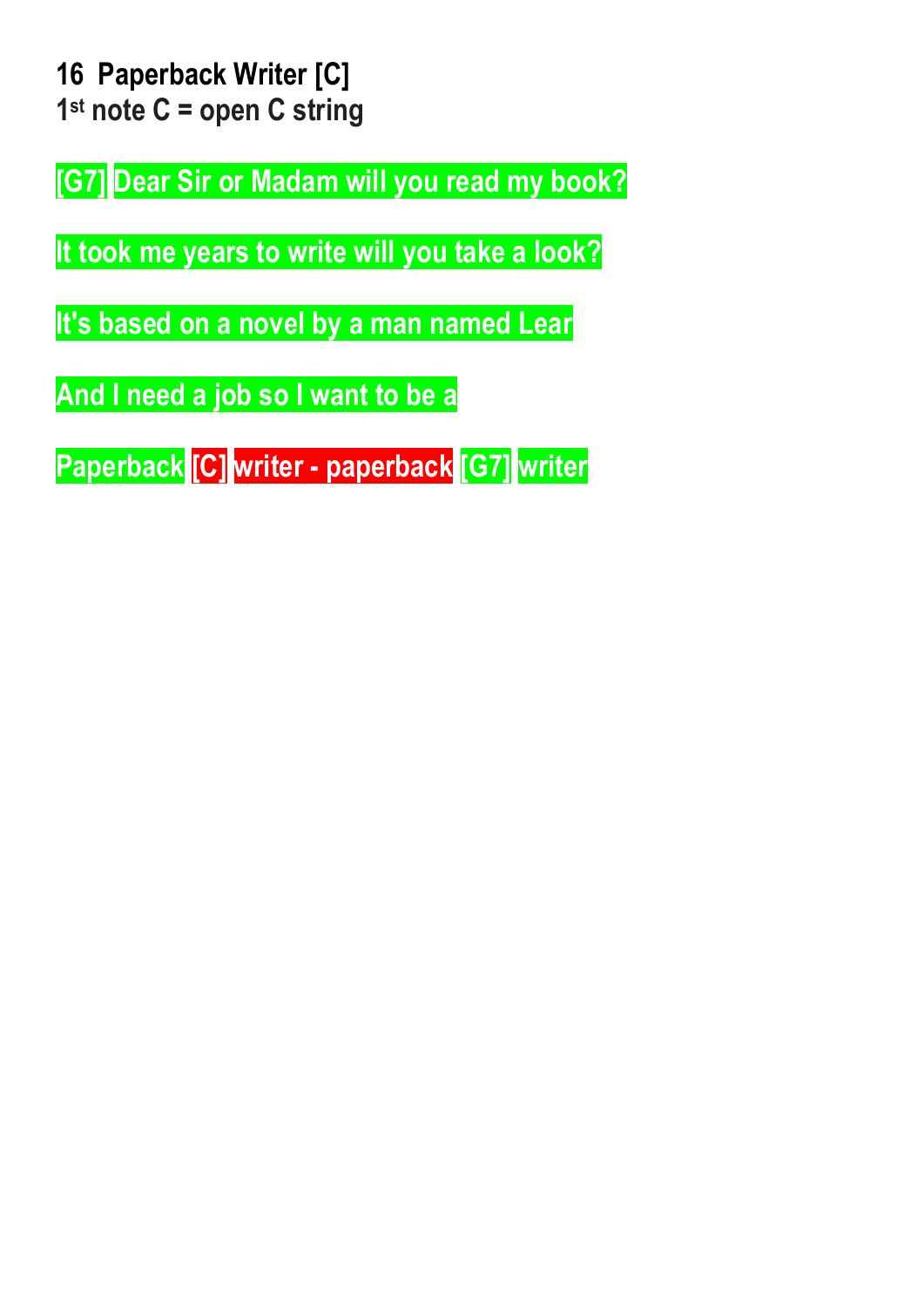**16 Paperback Writer [C]**
**1st note C = open C string**

[G7] Dear Sir or Madam will you read my book?

It took me years to write will you take a look?

It's based on a novel by a man named Lear

And I need a job so I want to be a

Paperback [C] writer - paperback [G7] writer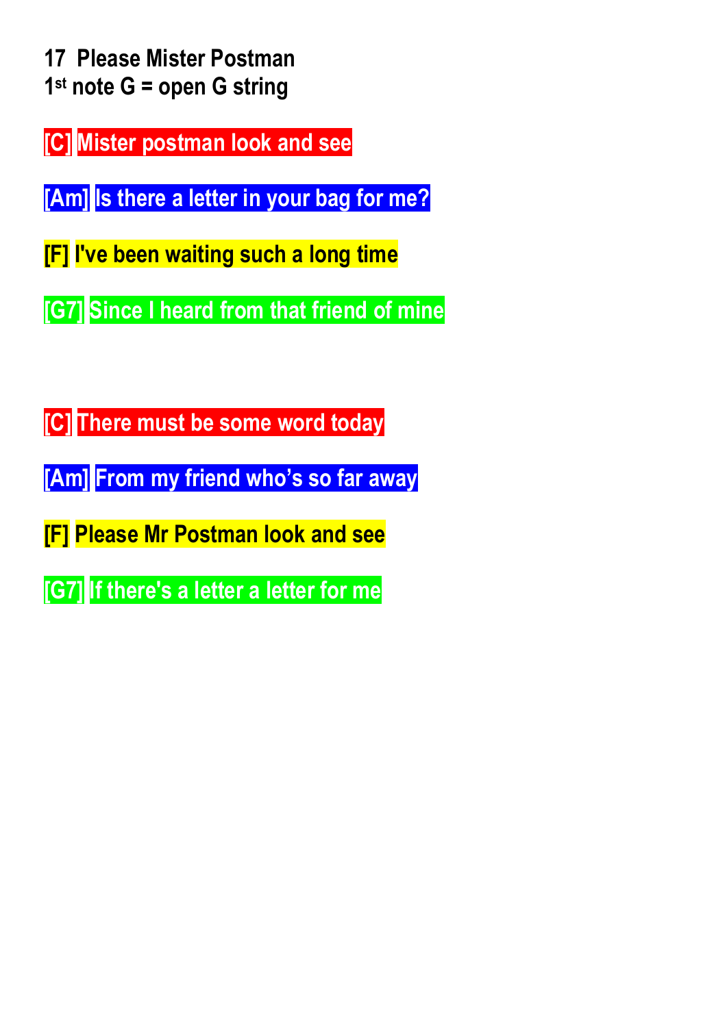**17 Please Mister Postman**
**1st note G = open G string**

[C] Mister postman look and see

[Am] Is there a letter in your bag for me?

[F] I've been waiting such a long time

[G7] Since I heard from that friend of mine

[C] There must be some word today

[Am] From my friend who’s so far away

[F] Please Mr Postman look and see

[G7] If there's a letter a letter for me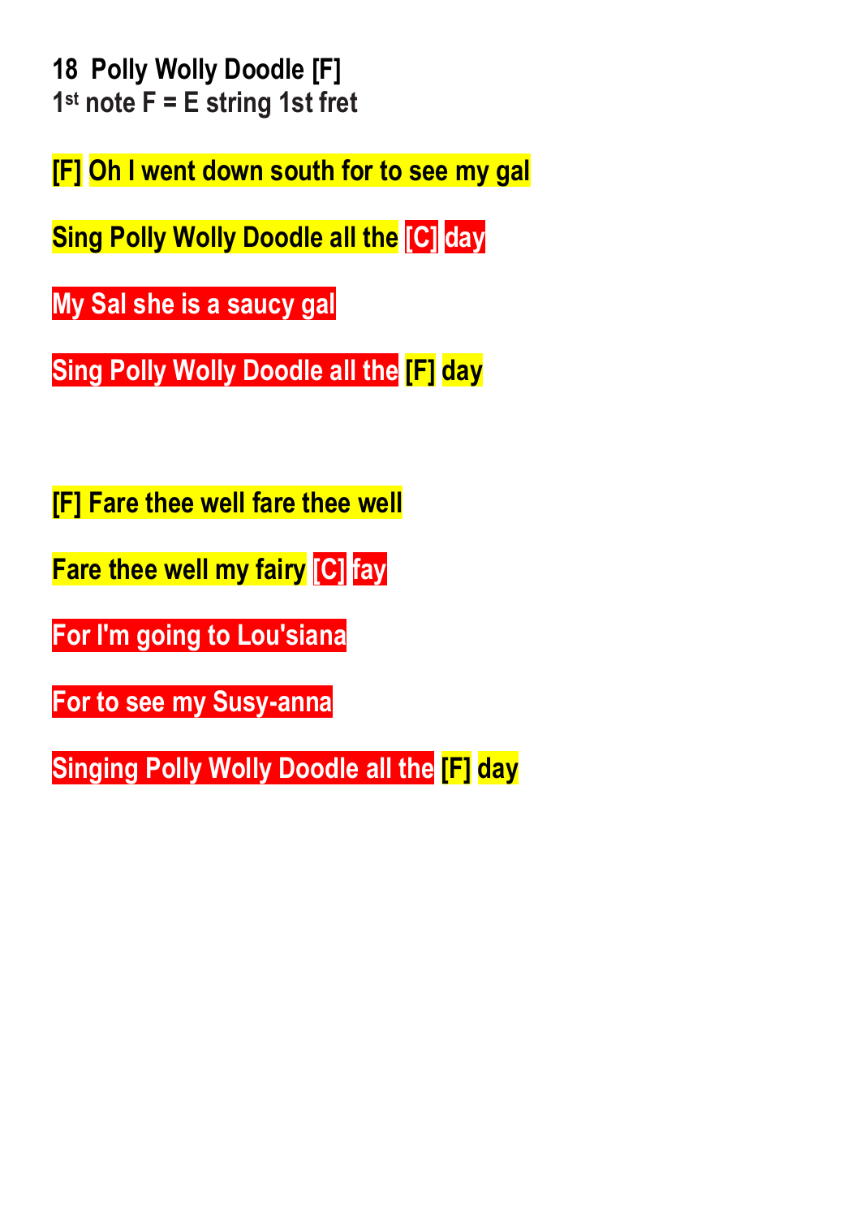# 18 Polly Wolly Doodle [F]

1st note F = E string 1st fret

[F] Oh I went down south for to see my gal

Sing Polly Wolly Doodle all the [C] day

My Sal she is a saucy gal

Sing Polly Wolly Doodle all the [F] day

[F] Fare thee well fare thee well

Fare thee well my fairy [C] fay

For I'm going to Lou'siana

For to see my Susy-anna

Singing Polly Wolly Doodle all the [F] day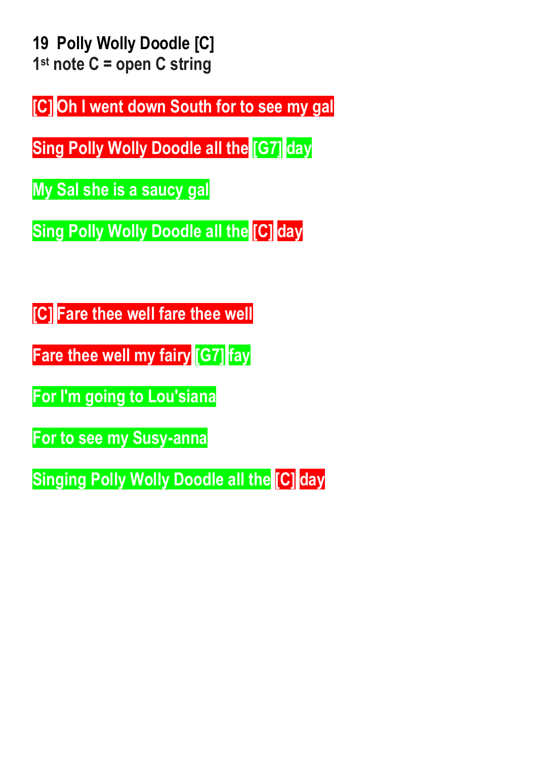**19 Polly Wolly Doodle [C]**
**1st note C = open C string**

[C] Oh I went down South for to see my gal

Sing Polly Wolly Doodle all the [G7] day

My Sal she is a saucy gal

Sing Polly Wolly Doodle all the [C] day

[C] Fare thee well fare thee well

Fare thee well my fairy [G7] fay

For I'm going to Lou'siana

For to see my Susy-anna

Singing Polly Wolly Doodle all the [C] day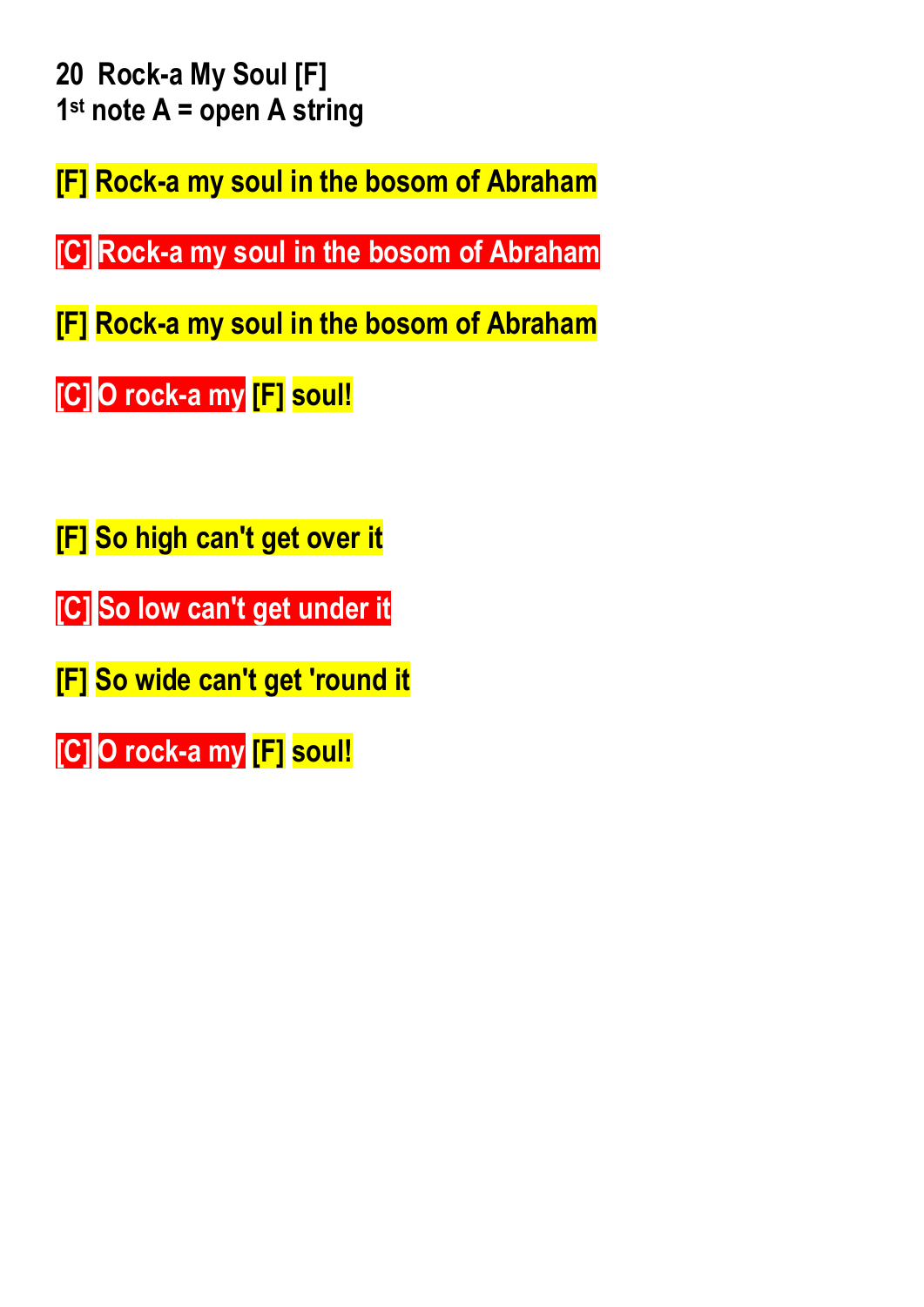**20 Rock-a My Soul [F]**
**1st note A = open A string**

[F] Rock-a my soul in the bosom of Abraham

[C] Rock-a my soul in the bosom of Abraham

[F] Rock-a my soul in the bosom of Abraham

[C] O rock-a my [F] soul!

[F] So high can't get over it

[C] So low can't get under it

[F] So wide can't get 'round it

[C] O rock-a my [F] soul!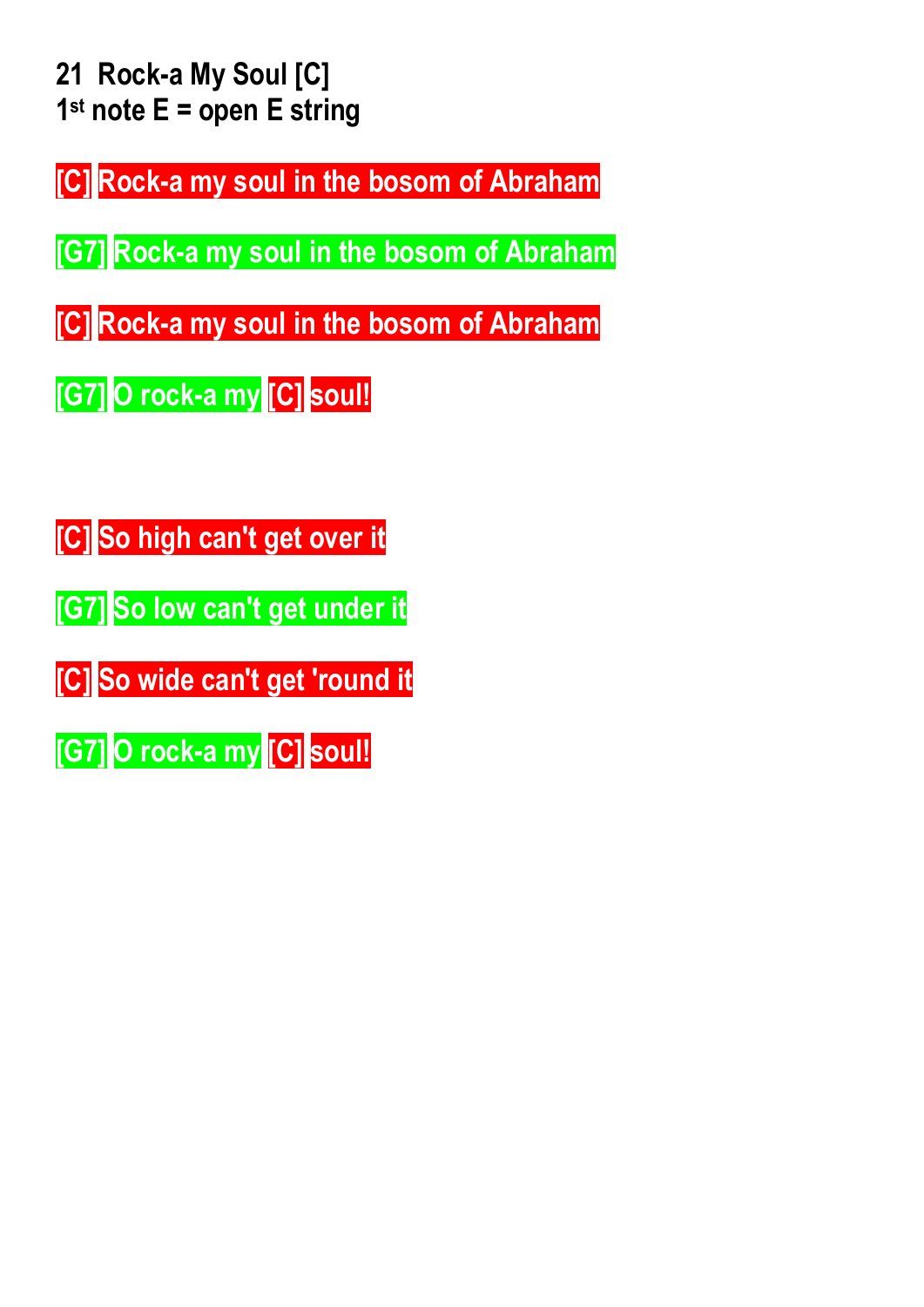**21 Rock-a My Soul [C]**
**1st note E = open E string**

[C] Rock-a my soul in the bosom of Abraham

[G7] Rock-a my soul in the bosom of Abraham

[C] Rock-a my soul in the bosom of Abraham

[G7] O rock-a my [C] soul!

[C] So high can't get over it

[G7] So low can't get under it

[C] So wide can't get 'round it

[G7] O rock-a my [C] soul!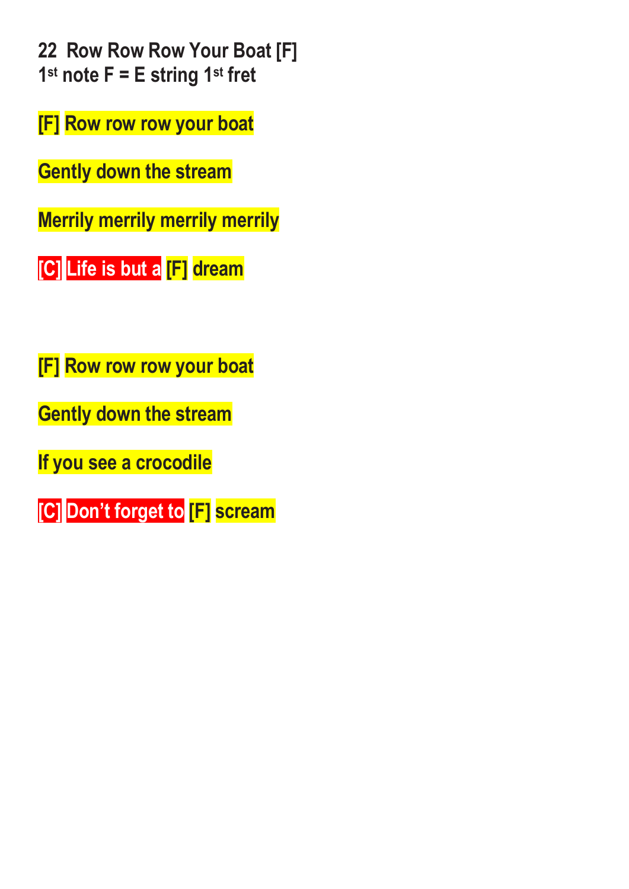**22 Row Row Row Your Boat [F]**
**1st note F = E string 1st fret**

[F] Row row row your boat

Gently down the stream

Merrily merrily merrily merrily

[C] Life is but a [F] dream

[F] Row row row your boat

Gently down the stream

If you see a crocodile

[C] Don't forget to [F] scream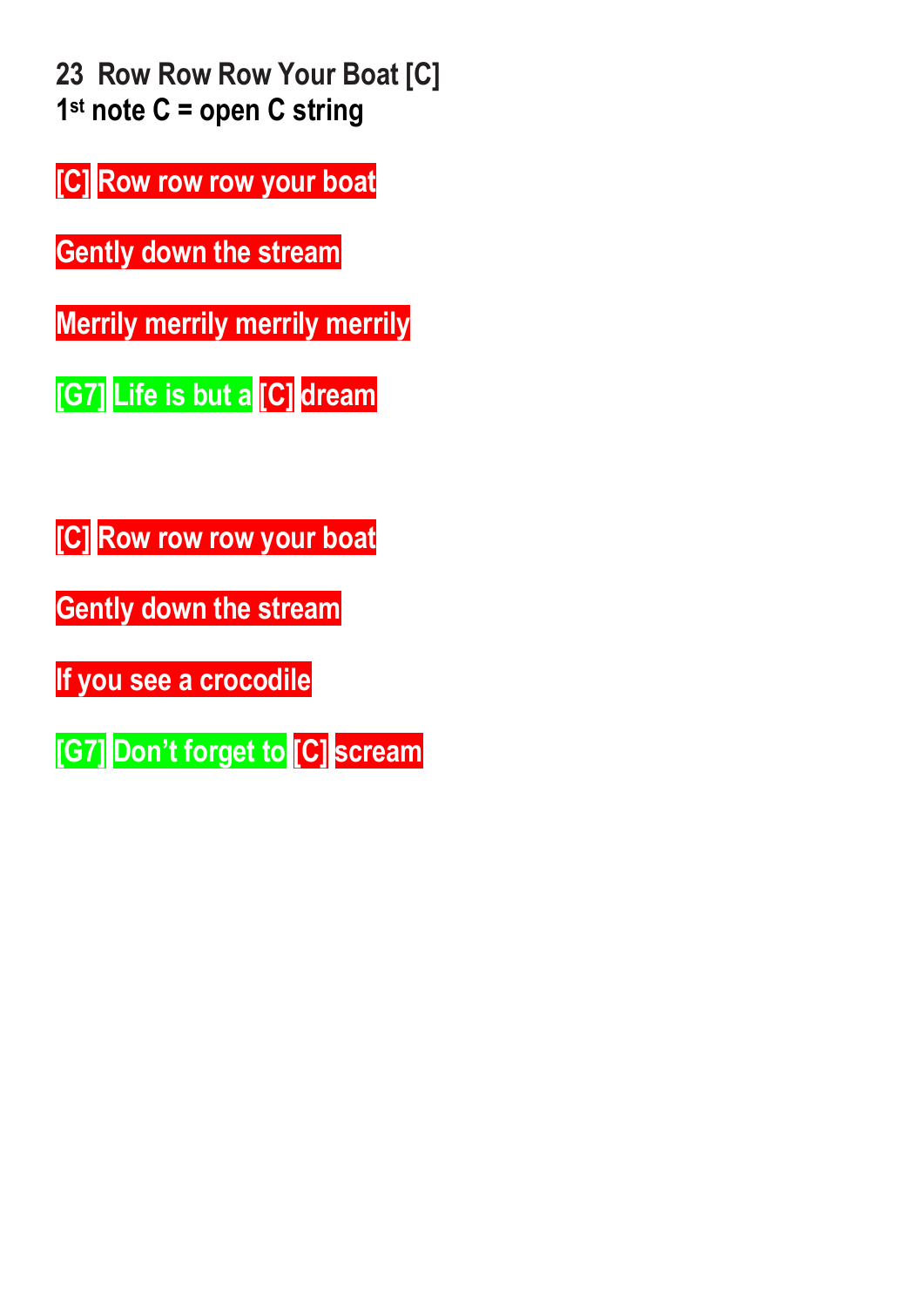**23 Row Row Row Your Boat [C]**
**1st note C = open C string**

[C] Row row row your boat

Gently down the stream

Merrily merrily merrily merrily

[G7] Life is but a [C] dream

[C] Row row row your boat

Gently down the stream

If you see a crocodile

[G7] Don't forget to [C] scream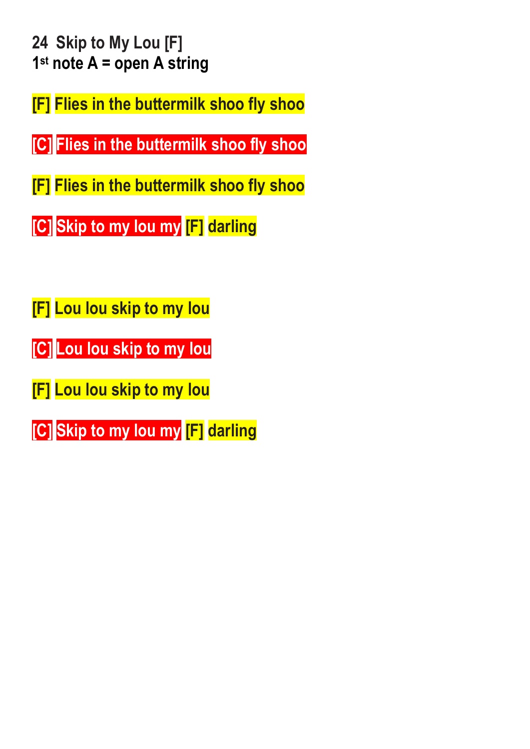**24 Skip to My Lou [F]**
**1st note A = open A string**

[F] Flies in the buttermilk shoo fly shoo

[C] Flies in the buttermilk shoo fly shoo

[F] Flies in the buttermilk shoo fly shoo

[C] Skip to my lou my [F] darling

[F] Lou lou skip to my lou

[C] Lou lou skip to my lou

[F] Lou lou skip to my lou

[C] Skip to my lou my [F] darling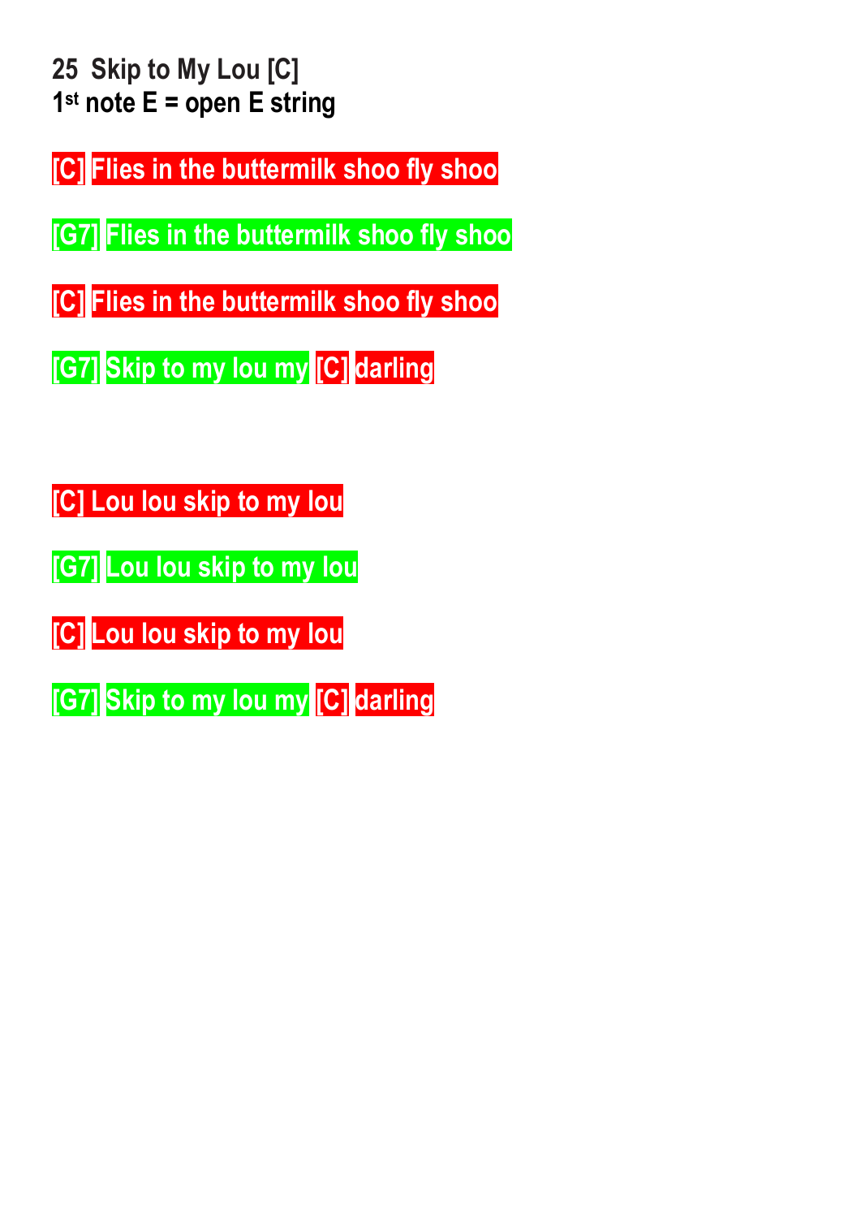**25 Skip to My Lou [C]**
**1st note E = open E string**

[C] Flies in the buttermilk shoo fly shoo

[G7] Flies in the buttermilk shoo fly shoo

[C] Flies in the buttermilk shoo fly shoo

[G7] Skip to my lou my [C] darling

[C] Lou lou skip to my lou

[G7] Lou lou skip to my lou

[C] Lou lou skip to my lou

[G7] Skip to my lou my [C] darling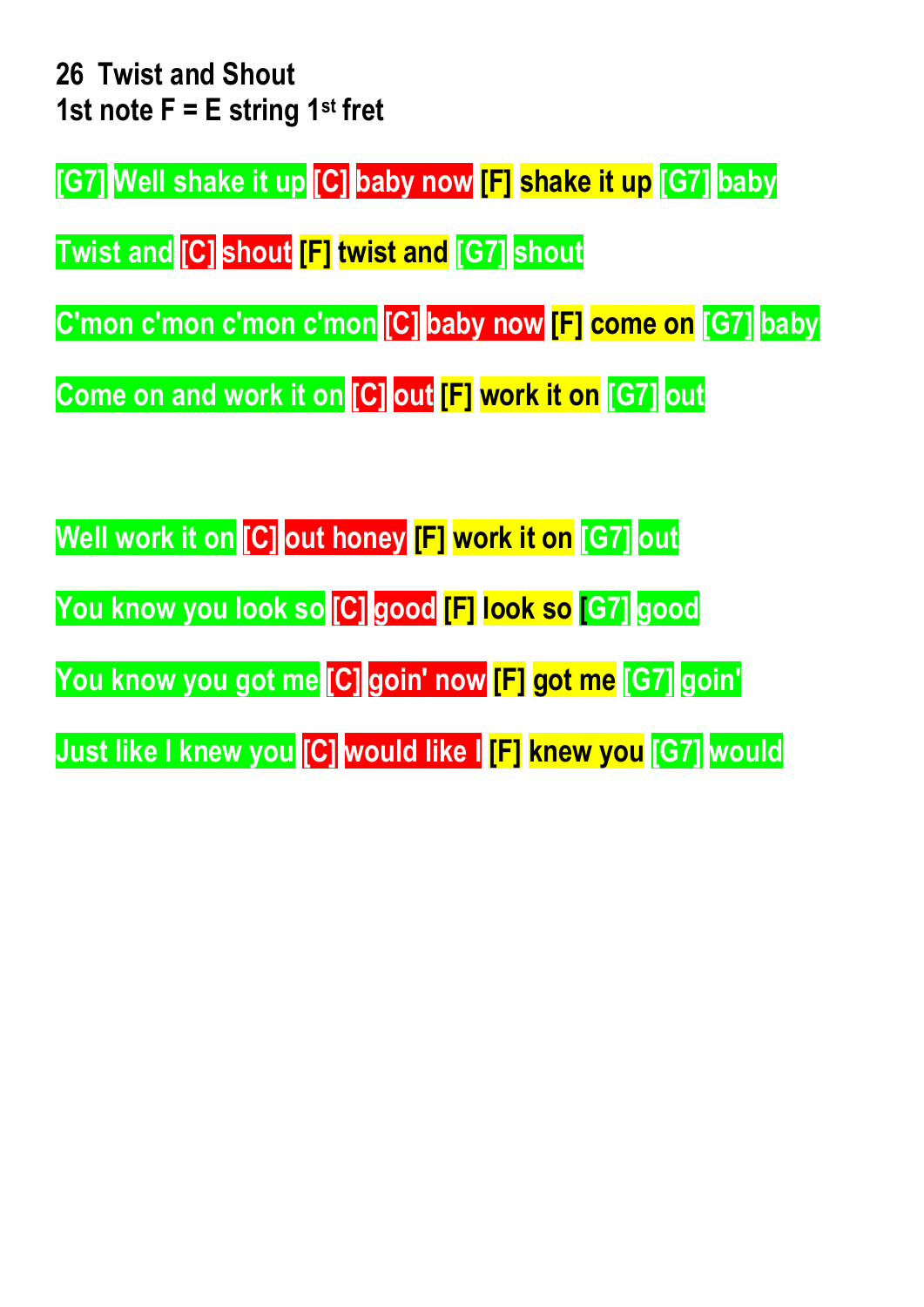**26 Twist and Shout**
**1st note F = E string 1st fret**

[G7] Well shake it up [C] baby now [F] shake it up [G7] baby

Twist and [C] shout [F] twist and [G7] shout

C'mon c'mon c'mon c'mon [C] baby now [F] come on [G7] baby

Come on and work it on [C] out [F] work it on [G7] out

Well work it on [C] out honey [F] work it on [G7] out

You know you look so [C] good [F] look so [G7] good

You know you got me [C] goin' now [F] got me [G7] goin'

Just like I knew you [C] would like I [F] knew you [G7] would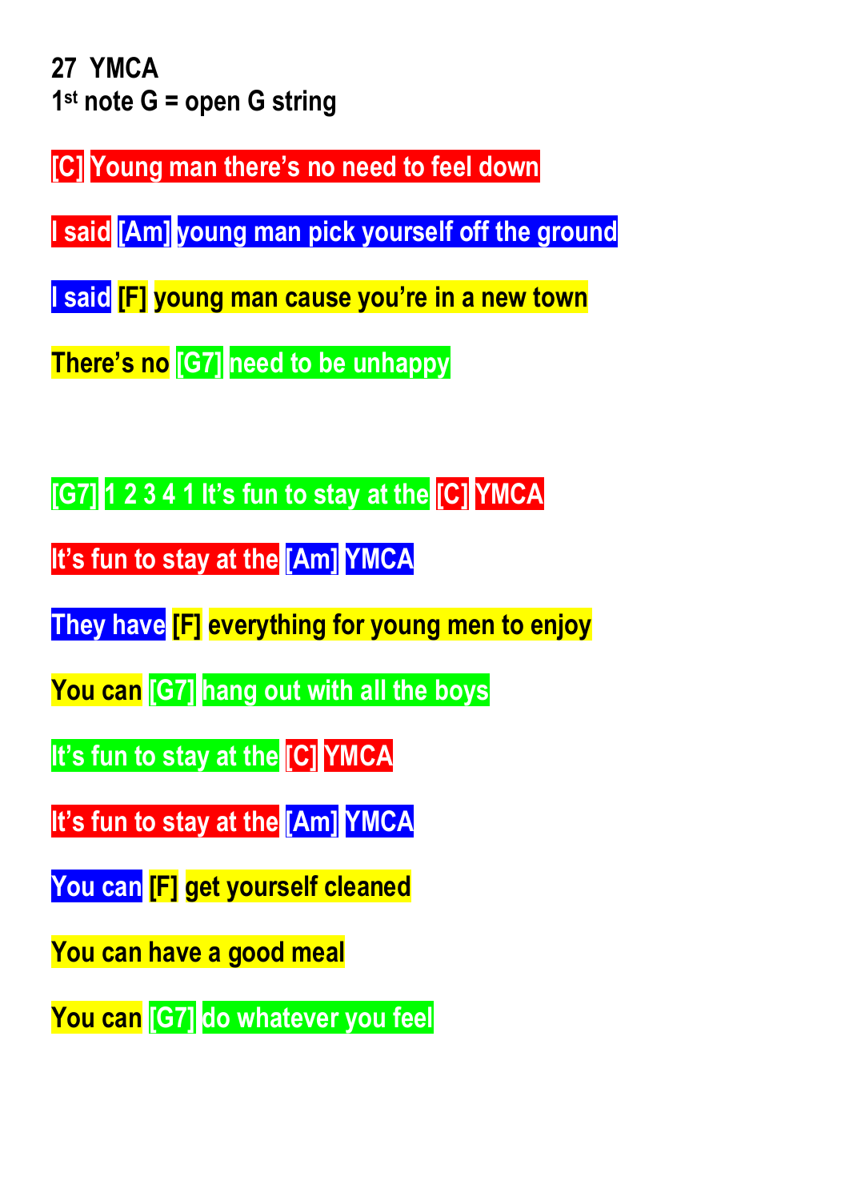**27 YMCA**
**1st note G = open G string**

[C] Young man there's no need to feel down

I said [Am] young man pick yourself off the ground

I said [F] young man cause you're in a new town

There's no [G7] need to be unhappy

[G7] 1 2 3 4 1 It's fun to stay at the [C] YMCA

It's fun to stay at the [Am] YMCA

They have [F] everything for young men to enjoy

You can [G7] hang out with all the boys

It's fun to stay at the [C] YMCA

It's fun to stay at the [Am] YMCA

You can [F] get yourself cleaned

You can have a good meal

You can [G7] do whatever you feel